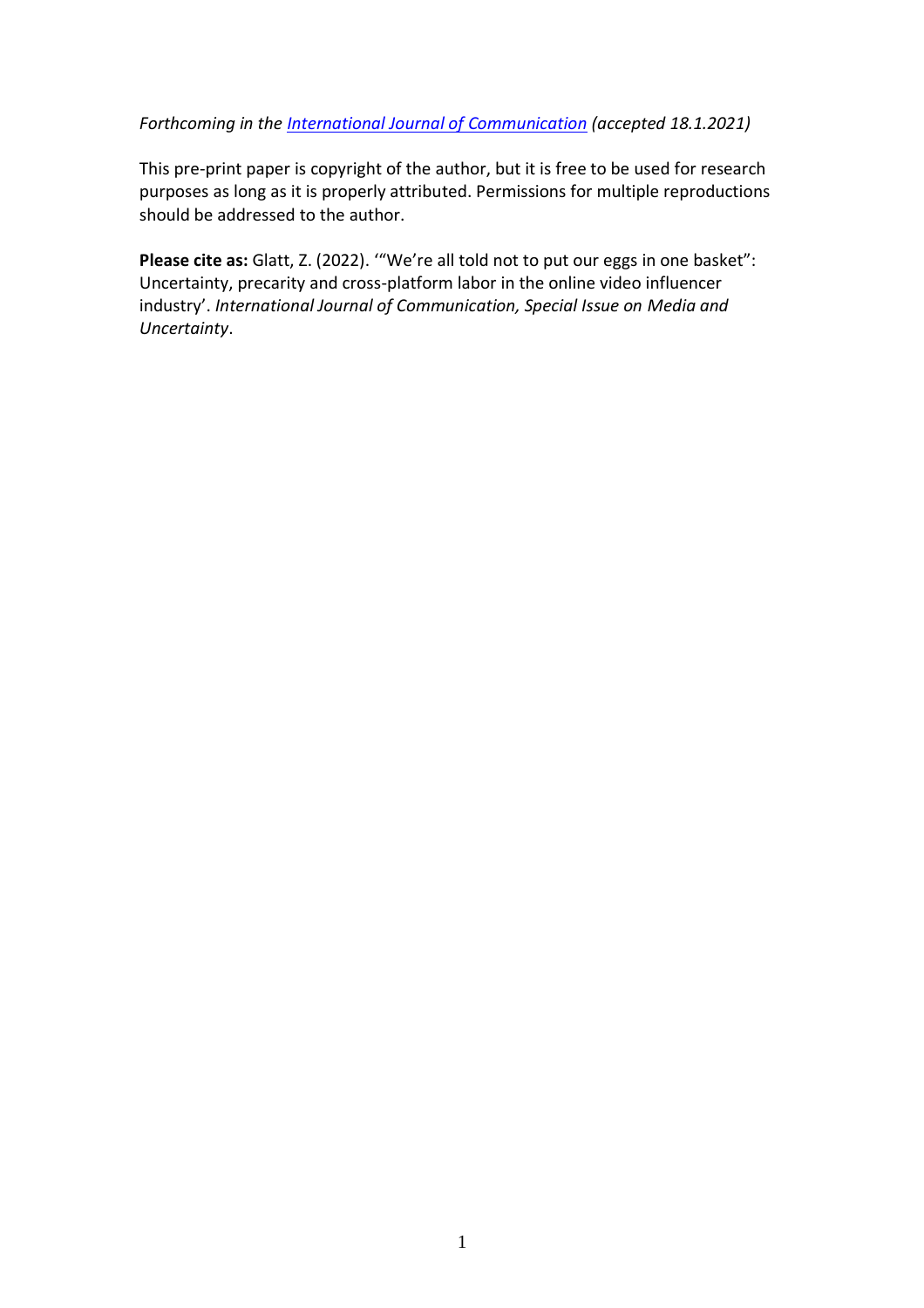*Forthcoming in the [International Journal of Communication](International Journal of Communication) (accepted 18.1.2021)*

This pre-print paper is copyright of the author, but it is free to be used for research purposes as long as it is properly attributed. Permissions for multiple reproductions should be addressed to the author.

**Please cite as:** Glatt, Z. (2022). '"We're all told not to put our eggs in one basket": Uncertainty, precarity and cross-platform labor in the online video influencer industry'. *International Journal of Communication, Special Issue on Media and Uncertainty*.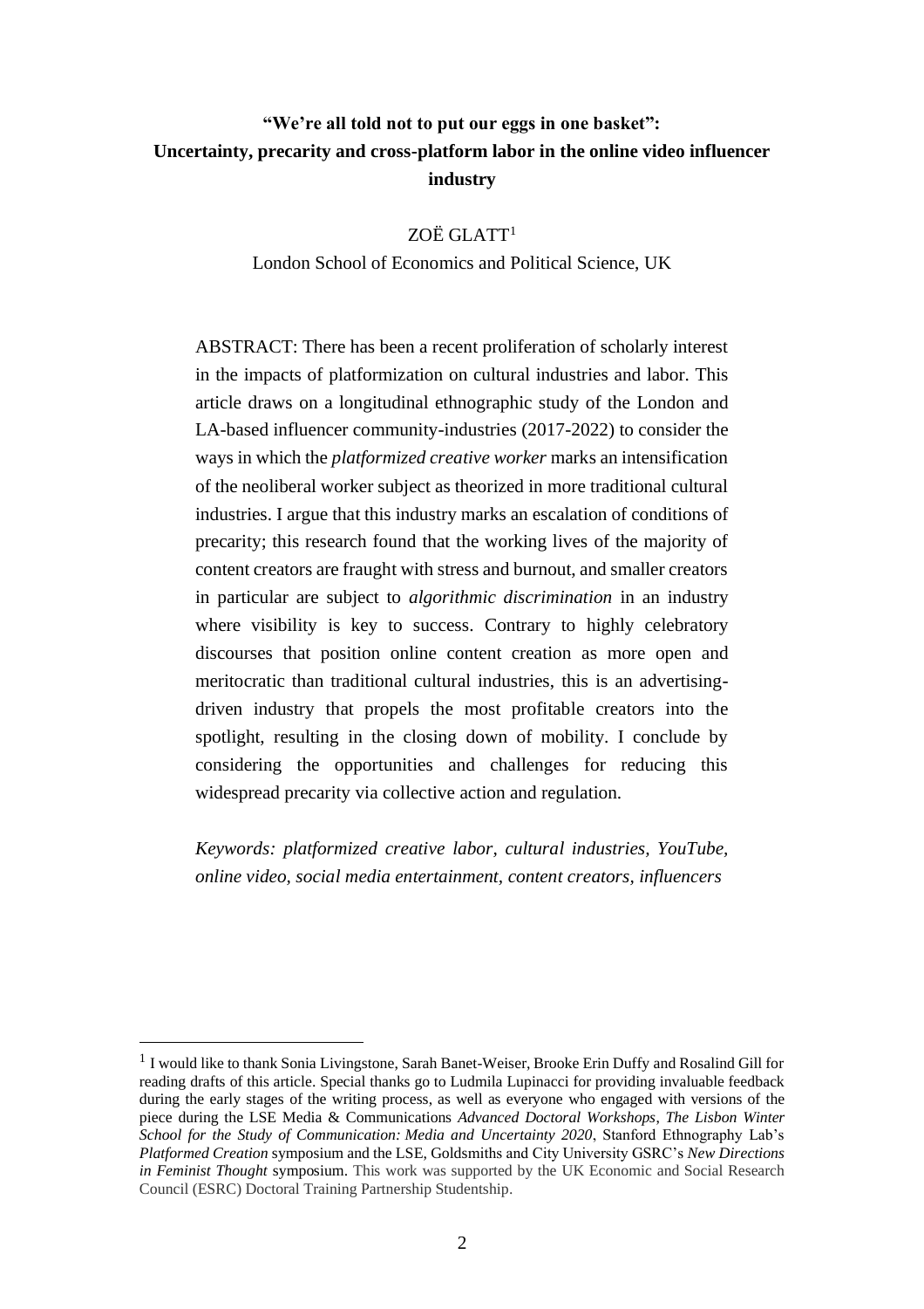# "We're all told not to put our eggs in one basket": Uncertainty, precarity and cross-platform labor in the online video influencer industry

ZOË GLATT[1]

London School of Economics and Political Science, UK

ABSTRACT: There has been a recent proliferation of scholarly interest in the impacts of platformization on cultural industries and labor. This article draws on a longitudinal ethnographic study of the London and LA-based influencer community-industries (2017-2022) to consider the ways in which the *platformized creative worker* marks an intensification of the neoliberal worker subject as theorized in more traditional cultural industries. I argue that this industry marks an escalation of conditions of precarity; this research found that the working lives of the majority of content creators are fraught with stress and burnout, and smaller creators in particular are subject to *algorithmic discrimination* in an industry where visibility is key to success. Contrary to highly celebratory discourses that position online content creation as more open and meritocratic than traditional cultural industries, this is an advertising-driven industry that propels the most profitable creators into the spotlight, resulting in the closing down of mobility. I conclude by considering the opportunities and challenges for reducing this widespread precarity via collective action and regulation.

*Keywords: platformized creative labor, cultural industries, YouTube, online video, social media entertainment, content creators, influencers*

[1] I would like to thank Sonia Livingstone, Sarah Banet-Weiser, Brooke Erin Duffy and Rosalind Gill for reading drafts of this article. Special thanks go to Ludmila Lupinacci for providing invaluable feedback during the early stages of the writing process, as well as everyone who engaged with versions of the piece during the LSE Media & Communications *Advanced Doctoral Workshops*, *The Lisbon Winter School for the Study of Communication: Media and Uncertainty 2020*, Stanford Ethnography Lab's *Platformed Creation* symposium and the LSE, Goldsmiths and City University GSRC's *New Directions in Feminist Thought* symposium. This work was supported by the UK Economic and Social Research Council (ESRC) Doctoral Training Partnership Studentship.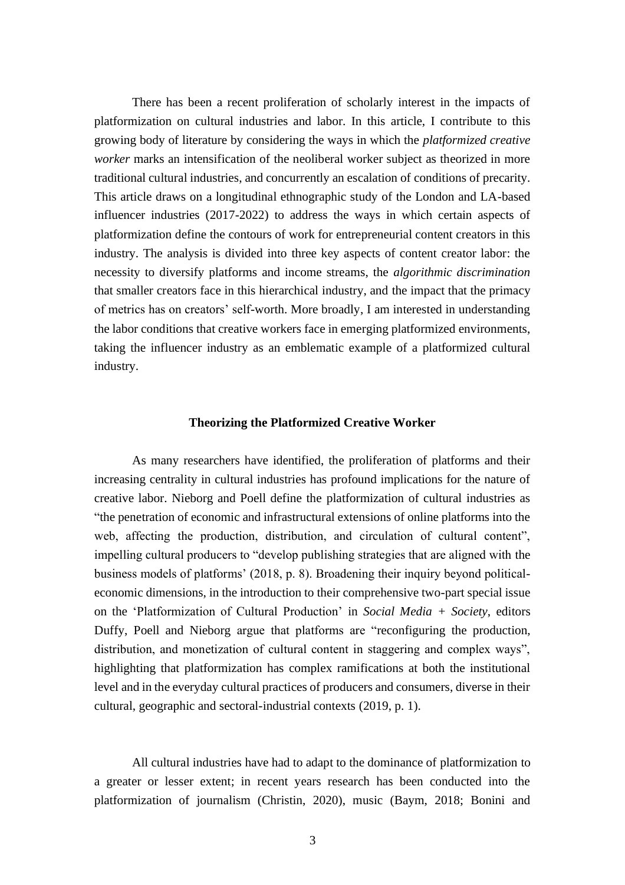There has been a recent proliferation of scholarly interest in the impacts of platformization on cultural industries and labor. In this article, I contribute to this growing body of literature by considering the ways in which the *platformized creative worker* marks an intensification of the neoliberal worker subject as theorized in more traditional cultural industries, and concurrently an escalation of conditions of precarity. This article draws on a longitudinal ethnographic study of the London and LA-based influencer industries (2017-2022) to address the ways in which certain aspects of platformization define the contours of work for entrepreneurial content creators in this industry. The analysis is divided into three key aspects of content creator labor: the necessity to diversify platforms and income streams, the *algorithmic discrimination* that smaller creators face in this hierarchical industry, and the impact that the primacy of metrics has on creators' self-worth. More broadly, I am interested in understanding the labor conditions that creative workers face in emerging platformized environments, taking the influencer industry as an emblematic example of a platformized cultural industry.

## Theorizing the Platformized Creative Worker

As many researchers have identified, the proliferation of platforms and their increasing centrality in cultural industries has profound implications for the nature of creative labor. Nieborg and Poell define the platformization of cultural industries as "the penetration of economic and infrastructural extensions of online platforms into the web, affecting the production, distribution, and circulation of cultural content", impelling cultural producers to "develop publishing strategies that are aligned with the business models of platforms' (2018, p. 8). Broadening their inquiry beyond political-economic dimensions, in the introduction to their comprehensive two-part special issue on the 'Platformization of Cultural Production' in *Social Media + Society*, editors Duffy, Poell and Nieborg argue that platforms are "reconfiguring the production, distribution, and monetization of cultural content in staggering and complex ways", highlighting that platformization has complex ramifications at both the institutional level and in the everyday cultural practices of producers and consumers, diverse in their cultural, geographic and sectoral-industrial contexts (2019, p. 1).

All cultural industries have had to adapt to the dominance of platformization to a greater or lesser extent; in recent years research has been conducted into the platformization of journalism (Christin, 2020), music (Baym, 2018; Bonini and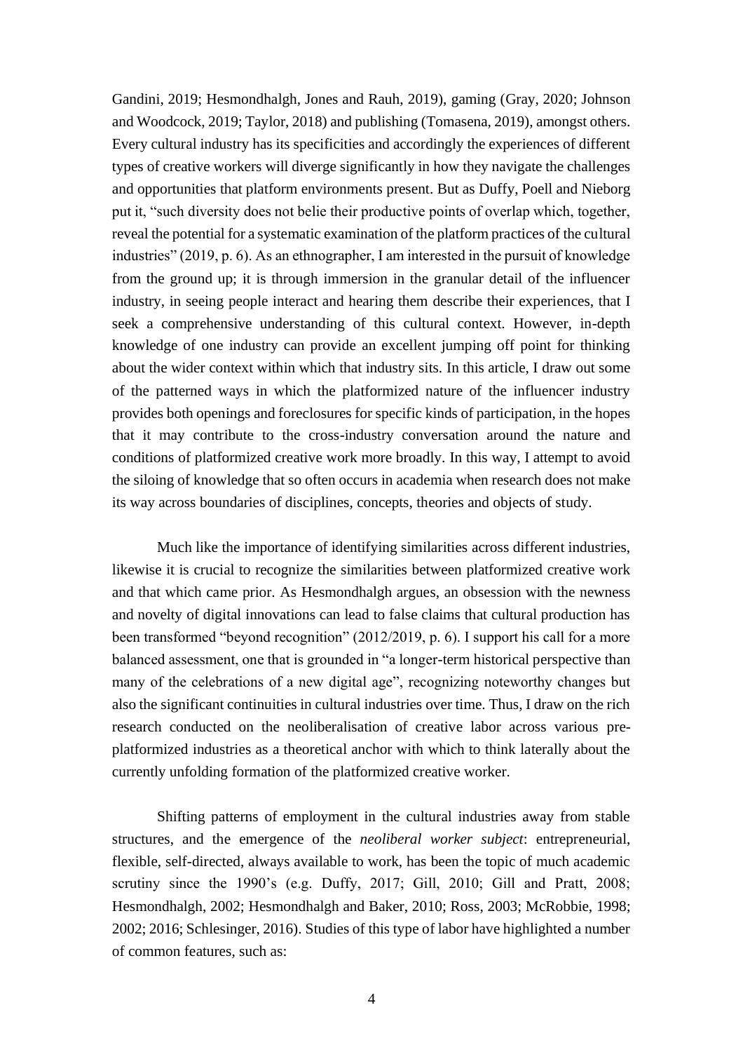Gandini, 2019; Hesmondhalgh, Jones and Rauh, 2019), gaming (Gray, 2020; Johnson and Woodcock, 2019; Taylor, 2018) and publishing (Tomasena, 2019), amongst others. Every cultural industry has its specificities and accordingly the experiences of different types of creative workers will diverge significantly in how they navigate the challenges and opportunities that platform environments present. But as Duffy, Poell and Nieborg put it, "such diversity does not belie their productive points of overlap which, together, reveal the potential for a systematic examination of the platform practices of the cultural industries" (2019, p. 6). As an ethnographer, I am interested in the pursuit of knowledge from the ground up; it is through immersion in the granular detail of the influencer industry, in seeing people interact and hearing them describe their experiences, that I seek a comprehensive understanding of this cultural context. However, in-depth knowledge of one industry can provide an excellent jumping off point for thinking about the wider context within which that industry sits. In this article, I draw out some of the patterned ways in which the platformized nature of the influencer industry provides both openings and foreclosures for specific kinds of participation, in the hopes that it may contribute to the cross-industry conversation around the nature and conditions of platformized creative work more broadly. In this way, I attempt to avoid the siloing of knowledge that so often occurs in academia when research does not make its way across boundaries of disciplines, concepts, theories and objects of study.

Much like the importance of identifying similarities across different industries, likewise it is crucial to recognize the similarities between platformized creative work and that which came prior. As Hesmondhalgh argues, an obsession with the newness and novelty of digital innovations can lead to false claims that cultural production has been transformed "beyond recognition" (2012/2019, p. 6). I support his call for a more balanced assessment, one that is grounded in "a longer-term historical perspective than many of the celebrations of a new digital age", recognizing noteworthy changes but also the significant continuities in cultural industries over time. Thus, I draw on the rich research conducted on the neoliberalisation of creative labor across various pre-platformized industries as a theoretical anchor with which to think laterally about the currently unfolding formation of the platformized creative worker.

Shifting patterns of employment in the cultural industries away from stable structures, and the emergence of the *neoliberal worker subject*: entrepreneurial, flexible, self-directed, always available to work, has been the topic of much academic scrutiny since the 1990's (e.g. Duffy, 2017; Gill, 2010; Gill and Pratt, 2008; Hesmondhalgh, 2002; Hesmondhalgh and Baker, 2010; Ross, 2003; McRobbie, 1998; 2002; 2016; Schlesinger, 2016). Studies of this type of labor have highlighted a number of common features, such as: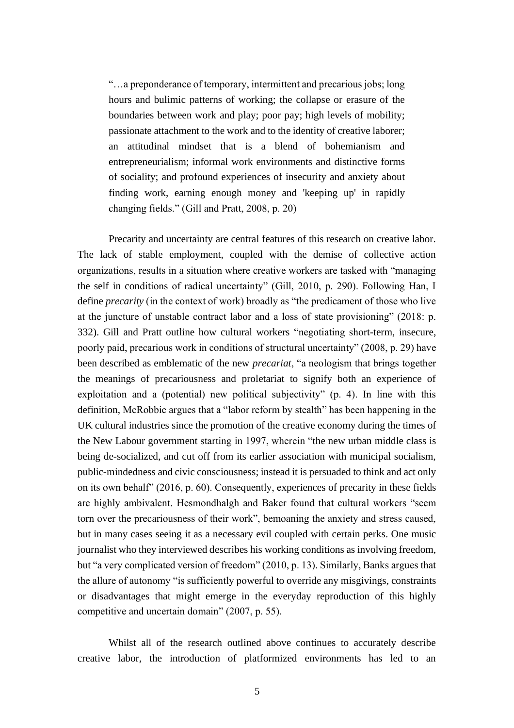> "…a preponderance of temporary, intermittent and precarious jobs; long hours and bulimic patterns of working; the collapse or erasure of the boundaries between work and play; poor pay; high levels of mobility; passionate attachment to the work and to the identity of creative laborer; an attitudinal mindset that is a blend of bohemianism and entrepreneurialism; informal work environments and distinctive forms of sociality; and profound experiences of insecurity and anxiety about finding work, earning enough money and 'keeping up' in rapidly changing fields." (Gill and Pratt, 2008, p. 20)

Precarity and uncertainty are central features of this research on creative labor. The lack of stable employment, coupled with the demise of collective action organizations, results in a situation where creative workers are tasked with "managing the self in conditions of radical uncertainty" (Gill, 2010, p. 290). Following Han, I define *precarity* (in the context of work) broadly as "the predicament of those who live at the juncture of unstable contract labor and a loss of state provisioning" (2018: p. 332). Gill and Pratt outline how cultural workers "negotiating short-term, insecure, poorly paid, precarious work in conditions of structural uncertainty" (2008, p. 29) have been described as emblematic of the new *precariat*, "a neologism that brings together the meanings of precariousness and proletariat to signify both an experience of exploitation and a (potential) new political subjectivity" (p. 4). In line with this definition, McRobbie argues that a "labor reform by stealth" has been happening in the UK cultural industries since the promotion of the creative economy during the times of the New Labour government starting in 1997, wherein "the new urban middle class is being de-socialized, and cut off from its earlier association with municipal socialism, public-mindedness and civic consciousness; instead it is persuaded to think and act only on its own behalf" (2016, p. 60). Consequently, experiences of precarity in these fields are highly ambivalent. Hesmondhalgh and Baker found that cultural workers "seem torn over the precariousness of their work", bemoaning the anxiety and stress caused, but in many cases seeing it as a necessary evil coupled with certain perks. One music journalist who they interviewed describes his working conditions as involving freedom, but "a very complicated version of freedom" (2010, p. 13). Similarly, Banks argues that the allure of autonomy "is sufficiently powerful to override any misgivings, constraints or disadvantages that might emerge in the everyday reproduction of this highly competitive and uncertain domain" (2007, p. 55).

Whilst all of the research outlined above continues to accurately describe creative labor, the introduction of platformized environments has led to an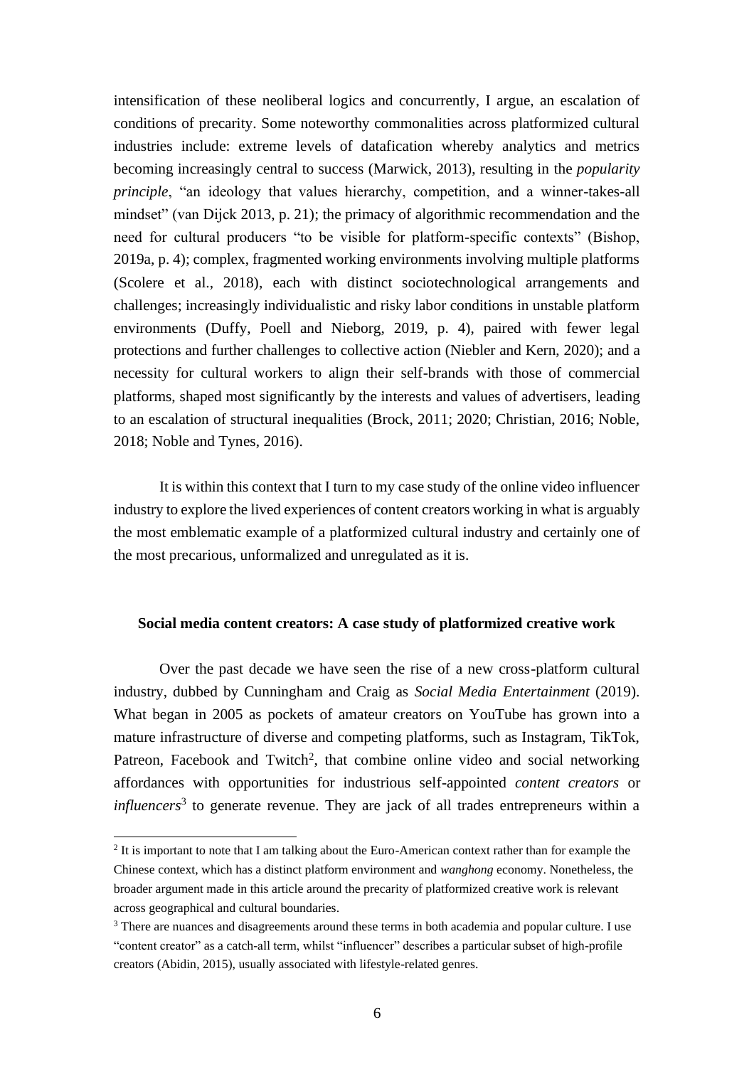intensification of these neoliberal logics and concurrently, I argue, an escalation of conditions of precarity. Some noteworthy commonalities across platformized cultural industries include: extreme levels of datafication whereby analytics and metrics becoming increasingly central to success (Marwick, 2013), resulting in the *popularity principle*, "an ideology that values hierarchy, competition, and a winner-takes-all mindset" (van Dijck 2013, p. 21); the primacy of algorithmic recommendation and the need for cultural producers "to be visible for platform-specific contexts" (Bishop, 2019a, p. 4); complex, fragmented working environments involving multiple platforms (Scolere et al., 2018), each with distinct sociotechnological arrangements and challenges; increasingly individualistic and risky labor conditions in unstable platform environments (Duffy, Poell and Nieborg, 2019, p. 4), paired with fewer legal protections and further challenges to collective action (Niebler and Kern, 2020); and a necessity for cultural workers to align their self-brands with those of commercial platforms, shaped most significantly by the interests and values of advertisers, leading to an escalation of structural inequalities (Brock, 2011; 2020; Christian, 2016; Noble, 2018; Noble and Tynes, 2016).

It is within this context that I turn to my case study of the online video influencer industry to explore the lived experiences of content creators working in what is arguably the most emblematic example of a platformized cultural industry and certainly one of the most precarious, unformalized and unregulated as it is.

### Social media content creators: A case study of platformized creative work

Over the past decade we have seen the rise of a new cross-platform cultural industry, dubbed by Cunningham and Craig as *Social Media Entertainment* (2019). What began in 2005 as pockets of amateur creators on YouTube has grown into a mature infrastructure of diverse and competing platforms, such as Instagram, TikTok, Patreon, Facebook and Twitch[2], that combine online video and social networking affordances with opportunities for industrious self-appointed *content creators* or *influencers*[3] to generate revenue. They are jack of all trades entrepreneurs within a

---

[2] It is important to note that I am talking about the Euro-American context rather than for example the Chinese context, which has a distinct platform environment and *wanghong* economy. Nonetheless, the broader argument made in this article around the precarity of platformized creative work is relevant across geographical and cultural boundaries.

[3] There are nuances and disagreements around these terms in both academia and popular culture. I use "content creator" as a catch-all term, whilst "influencer" describes a particular subset of high-profile creators (Abidin, 2015), usually associated with lifestyle-related genres.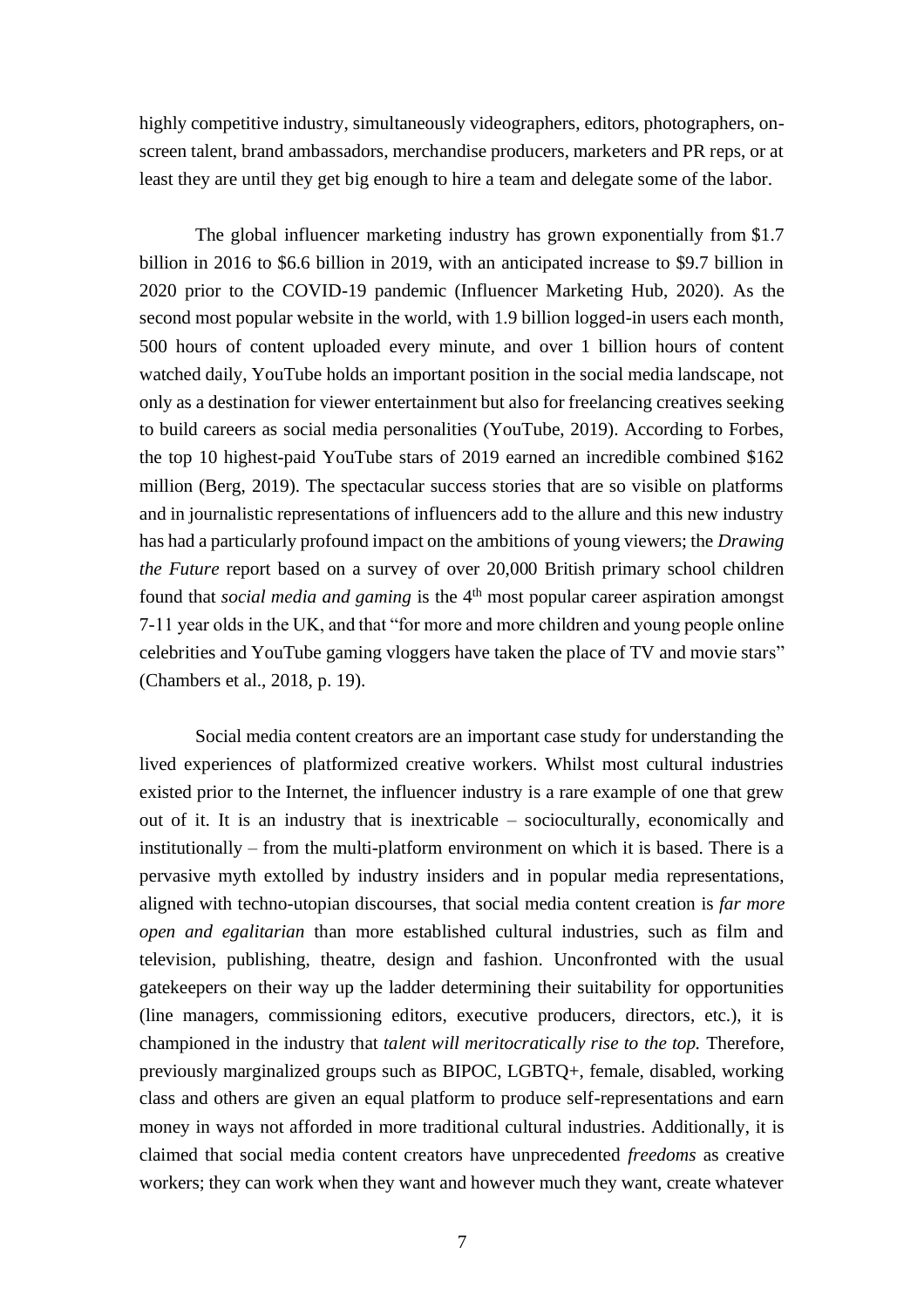highly competitive industry, simultaneously videographers, editors, photographers, on-screen talent, brand ambassadors, merchandise producers, marketers and PR reps, or at least they are until they get big enough to hire a team and delegate some of the labor.

The global influencer marketing industry has grown exponentially from $1.7 billion in 2016 to $6.6 billion in 2019, with an anticipated increase to $9.7 billion in 2020 prior to the COVID-19 pandemic (Influencer Marketing Hub, 2020). As the second most popular website in the world, with 1.9 billion logged-in users each month, 500 hours of content uploaded every minute, and over 1 billion hours of content watched daily, YouTube holds an important position in the social media landscape, not only as a destination for viewer entertainment but also for freelancing creatives seeking to build careers as social media personalities (YouTube, 2019). According to Forbes, the top 10 highest-paid YouTube stars of 2019 earned an incredible combined $162 million (Berg, 2019). The spectacular success stories that are so visible on platforms and in journalistic representations of influencers add to the allure and this new industry has had a particularly profound impact on the ambitions of young viewers; the *Drawing the Future* report based on a survey of over 20,000 British primary school children found that *social media and gaming* is the 4th most popular career aspiration amongst 7-11 year olds in the UK, and that "for more and more children and young people online celebrities and YouTube gaming vloggers have taken the place of TV and movie stars" (Chambers et al., 2018, p. 19).

Social media content creators are an important case study for understanding the lived experiences of platformized creative workers. Whilst most cultural industries existed prior to the Internet, the influencer industry is a rare example of one that grew out of it. It is an industry that is inextricable – socioculturally, economically and institutionally – from the multi-platform environment on which it is based. There is a pervasive myth extolled by industry insiders and in popular media representations, aligned with techno-utopian discourses, that social media content creation is *far more open and egalitarian* than more established cultural industries, such as film and television, publishing, theatre, design and fashion. Unconfronted with the usual gatekeepers on their way up the ladder determining their suitability for opportunities (line managers, commissioning editors, executive producers, directors, etc.), it is championed in the industry that *talent will meritocratically rise to the top.* Therefore, previously marginalized groups such as BIPOC, LGBTQ+, female, disabled, working class and others are given an equal platform to produce self-representations and earn money in ways not afforded in more traditional cultural industries. Additionally, it is claimed that social media content creators have unprecedented *freedoms* as creative workers; they can work when they want and however much they want, create whatever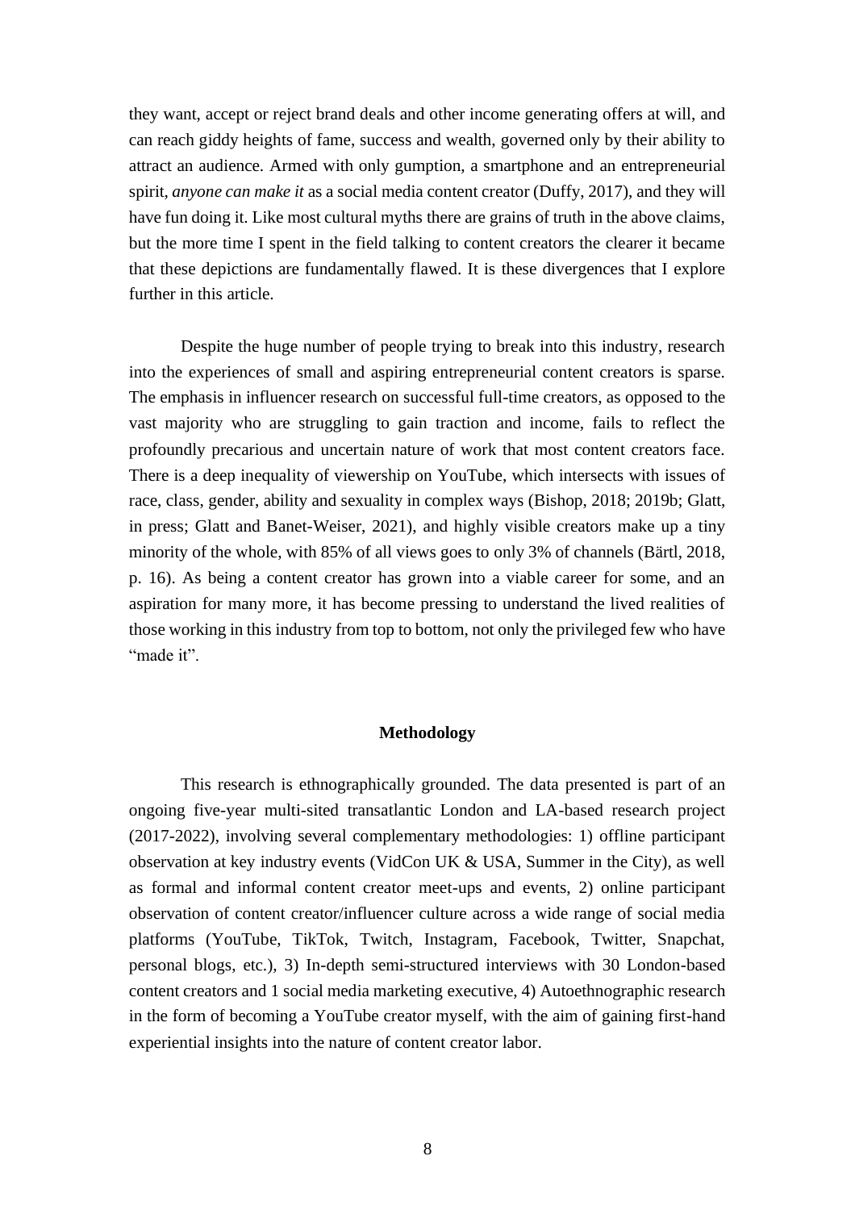they want, accept or reject brand deals and other income generating offers at will, and can reach giddy heights of fame, success and wealth, governed only by their ability to attract an audience. Armed with only gumption, a smartphone and an entrepreneurial spirit, *anyone can make it* as a social media content creator (Duffy, 2017), and they will have fun doing it. Like most cultural myths there are grains of truth in the above claims, but the more time I spent in the field talking to content creators the clearer it became that these depictions are fundamentally flawed. It is these divergences that I explore further in this article.

Despite the huge number of people trying to break into this industry, research into the experiences of small and aspiring entrepreneurial content creators is sparse. The emphasis in influencer research on successful full-time creators, as opposed to the vast majority who are struggling to gain traction and income, fails to reflect the profoundly precarious and uncertain nature of work that most content creators face. There is a deep inequality of viewership on YouTube, which intersects with issues of race, class, gender, ability and sexuality in complex ways (Bishop, 2018; 2019b; Glatt, in press; Glatt and Banet-Weiser, 2021), and highly visible creators make up a tiny minority of the whole, with 85% of all views goes to only 3% of channels (Bärtl, 2018, p. 16). As being a content creator has grown into a viable career for some, and an aspiration for many more, it has become pressing to understand the lived realities of those working in this industry from top to bottom, not only the privileged few who have "made it".

## Methodology

This research is ethnographically grounded. The data presented is part of an ongoing five-year multi-sited transatlantic London and LA-based research project (2017-2022), involving several complementary methodologies: 1) offline participant observation at key industry events (VidCon UK & USA, Summer in the City), as well as formal and informal content creator meet-ups and events, 2) online participant observation of content creator/influencer culture across a wide range of social media platforms (YouTube, TikTok, Twitch, Instagram, Facebook, Twitter, Snapchat, personal blogs, etc.), 3) In-depth semi-structured interviews with 30 London-based content creators and 1 social media marketing executive, 4) Autoethnographic research in the form of becoming a YouTube creator myself, with the aim of gaining first-hand experiential insights into the nature of content creator labor.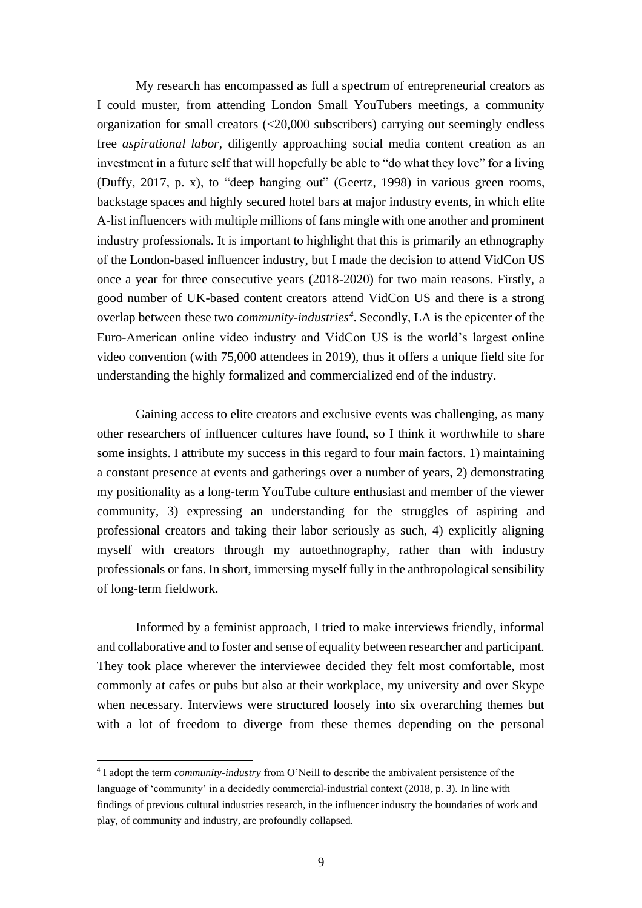My research has encompassed as full a spectrum of entrepreneurial creators as I could muster, from attending London Small YouTubers meetings, a community organization for small creators (<20,000 subscribers) carrying out seemingly endless free *aspirational labor*, diligently approaching social media content creation as an investment in a future self that will hopefully be able to "do what they love" for a living (Duffy, 2017, p. x), to "deep hanging out" (Geertz, 1998) in various green rooms, backstage spaces and highly secured hotel bars at major industry events, in which elite A-list influencers with multiple millions of fans mingle with one another and prominent industry professionals. It is important to highlight that this is primarily an ethnography of the London-based influencer industry, but I made the decision to attend VidCon US once a year for three consecutive years (2018-2020) for two main reasons. Firstly, a good number of UK-based content creators attend VidCon US and there is a strong overlap between these two *community-industries*[4]. Secondly, LA is the epicenter of the Euro-American online video industry and VidCon US is the world's largest online video convention (with 75,000 attendees in 2019), thus it offers a unique field site for understanding the highly formalized and commercialized end of the industry.

Gaining access to elite creators and exclusive events was challenging, as many other researchers of influencer cultures have found, so I think it worthwhile to share some insights. I attribute my success in this regard to four main factors. 1) maintaining a constant presence at events and gatherings over a number of years, 2) demonstrating my positionality as a long-term YouTube culture enthusiast and member of the viewer community, 3) expressing an understanding for the struggles of aspiring and professional creators and taking their labor seriously as such, 4) explicitly aligning myself with creators through my autoethnography, rather than with industry professionals or fans. In short, immersing myself fully in the anthropological sensibility of long-term fieldwork.

Informed by a feminist approach, I tried to make interviews friendly, informal and collaborative and to foster and sense of equality between researcher and participant. They took place wherever the interviewee decided they felt most comfortable, most commonly at cafes or pubs but also at their workplace, my university and over Skype when necessary. Interviews were structured loosely into six overarching themes but with a lot of freedom to diverge from these themes depending on the personal

---

[4] I adopt the term *community-industry* from O'Neill to describe the ambivalent persistence of the language of 'community' in a decidedly commercial-industrial context (2018, p. 3). In line with findings of previous cultural industries research, in the influencer industry the boundaries of work and play, of community and industry, are profoundly collapsed.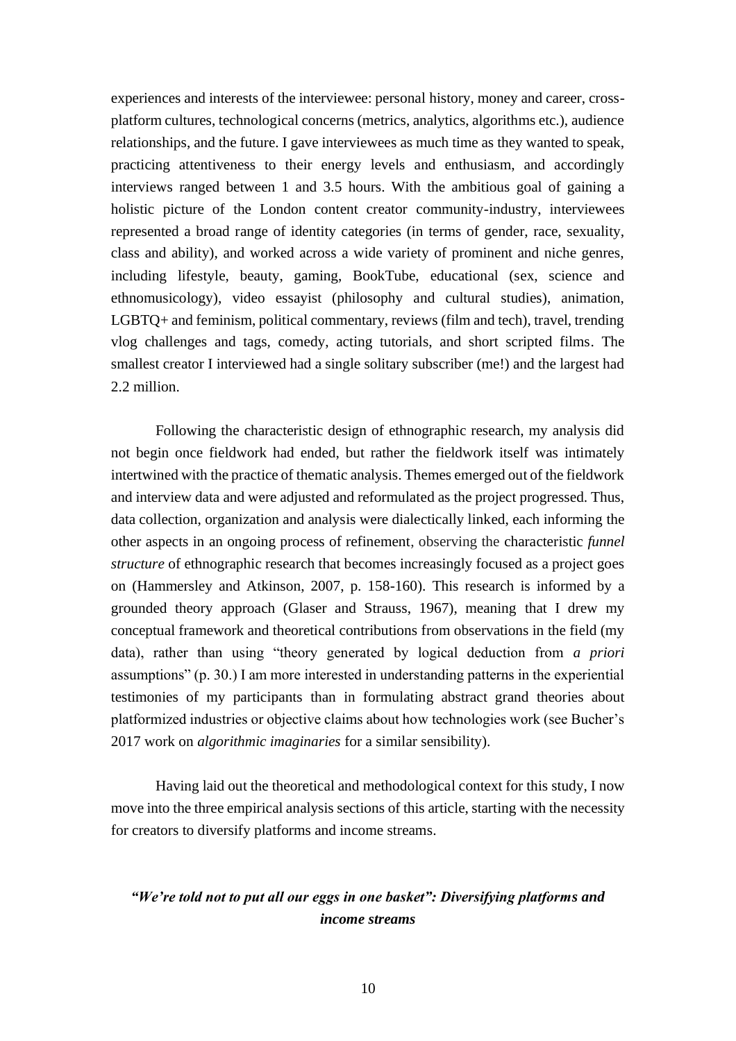experiences and interests of the interviewee: personal history, money and career, cross-platform cultures, technological concerns (metrics, analytics, algorithms etc.), audience relationships, and the future. I gave interviewees as much time as they wanted to speak, practicing attentiveness to their energy levels and enthusiasm, and accordingly interviews ranged between 1 and 3.5 hours. With the ambitious goal of gaining a holistic picture of the London content creator community-industry, interviewees represented a broad range of identity categories (in terms of gender, race, sexuality, class and ability), and worked across a wide variety of prominent and niche genres, including lifestyle, beauty, gaming, BookTube, educational (sex, science and ethnomusicology), video essayist (philosophy and cultural studies), animation, LGBTQ+ and feminism, political commentary, reviews (film and tech), travel, trending vlog challenges and tags, comedy, acting tutorials, and short scripted films. The smallest creator I interviewed had a single solitary subscriber (me!) and the largest had 2.2 million.

Following the characteristic design of ethnographic research, my analysis did not begin once fieldwork had ended, but rather the fieldwork itself was intimately intertwined with the practice of thematic analysis. Themes emerged out of the fieldwork and interview data and were adjusted and reformulated as the project progressed. Thus, data collection, organization and analysis were dialectically linked, each informing the other aspects in an ongoing process of refinement, observing the characteristic *funnel structure* of ethnographic research that becomes increasingly focused as a project goes on (Hammersley and Atkinson, 2007, p. 158-160). This research is informed by a grounded theory approach (Glaser and Strauss, 1967), meaning that I drew my conceptual framework and theoretical contributions from observations in the field (my data), rather than using "theory generated by logical deduction from *a priori* assumptions" (p. 30.) I am more interested in understanding patterns in the experiential testimonies of my participants than in formulating abstract grand theories about platformized industries or objective claims about how technologies work (see Bucher's 2017 work on *algorithmic imaginaries* for a similar sensibility).

Having laid out the theoretical and methodological context for this study, I now move into the three empirical analysis sections of this article, starting with the necessity for creators to diversify platforms and income streams.

## *"We're told not to put all our eggs in one basket": Diversifying platforms and income streams*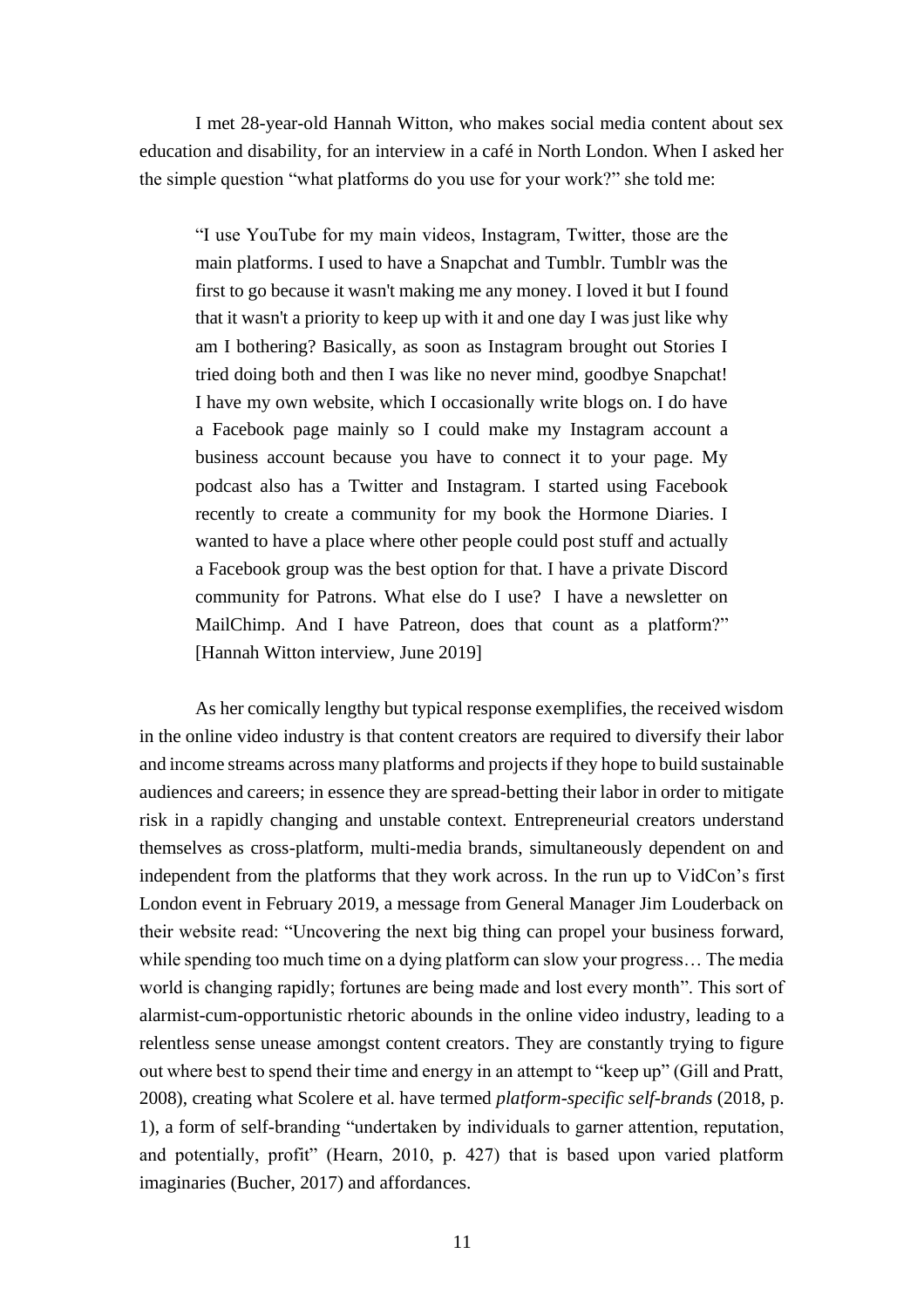I met 28-year-old Hannah Witton, who makes social media content about sex education and disability, for an interview in a café in North London. When I asked her the simple question "what platforms do you use for your work?" she told me:

> "I use YouTube for my main videos, Instagram, Twitter, those are the main platforms. I used to have a Snapchat and Tumblr. Tumblr was the first to go because it wasn't making me any money. I loved it but I found that it wasn't a priority to keep up with it and one day I was just like why am I bothering? Basically, as soon as Instagram brought out Stories I tried doing both and then I was like no never mind, goodbye Snapchat! I have my own website, which I occasionally write blogs on. I do have a Facebook page mainly so I could make my Instagram account a business account because you have to connect it to your page. My podcast also has a Twitter and Instagram. I started using Facebook recently to create a community for my book the Hormone Diaries. I wanted to have a place where other people could post stuff and actually a Facebook group was the best option for that. I have a private Discord community for Patrons. What else do I use? I have a newsletter on MailChimp. And I have Patreon, does that count as a platform?" [Hannah Witton interview, June 2019]

As her comically lengthy but typical response exemplifies, the received wisdom in the online video industry is that content creators are required to diversify their labor and income streams across many platforms and projects if they hope to build sustainable audiences and careers; in essence they are spread-betting their labor in order to mitigate risk in a rapidly changing and unstable context. Entrepreneurial creators understand themselves as cross-platform, multi-media brands, simultaneously dependent on and independent from the platforms that they work across. In the run up to VidCon's first London event in February 2019, a message from General Manager Jim Louderback on their website read: "Uncovering the next big thing can propel your business forward, while spending too much time on a dying platform can slow your progress… The media world is changing rapidly; fortunes are being made and lost every month". This sort of alarmist-cum-opportunistic rhetoric abounds in the online video industry, leading to a relentless sense unease amongst content creators. They are constantly trying to figure out where best to spend their time and energy in an attempt to "keep up" (Gill and Pratt, 2008), creating what Scolere et al. have termed *platform-specific self-brands* (2018, p. 1), a form of self-branding "undertaken by individuals to garner attention, reputation, and potentially, profit" (Hearn, 2010, p. 427) that is based upon varied platform imaginaries (Bucher, 2017) and affordances.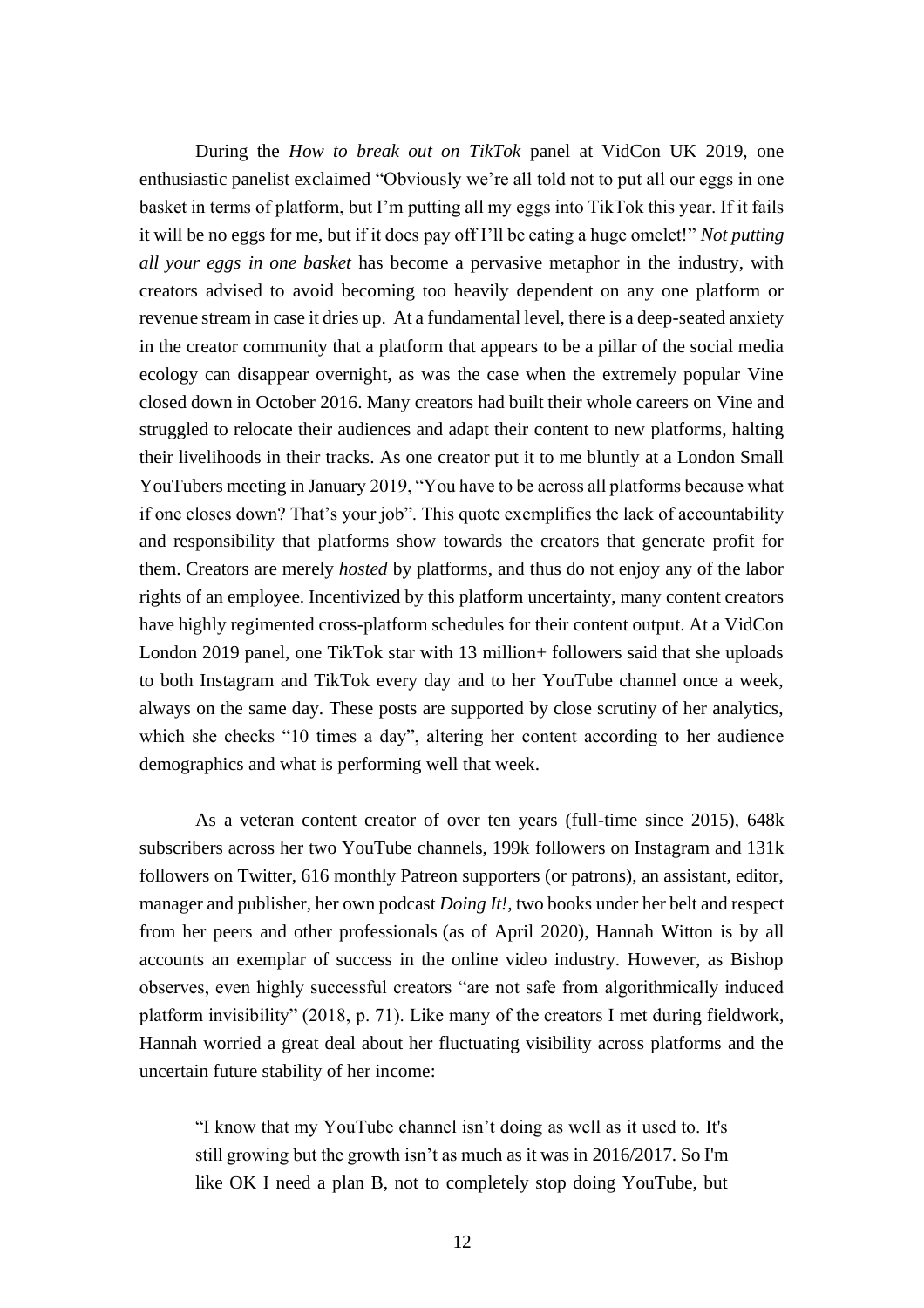During the *How to break out on TikTok* panel at VidCon UK 2019, one enthusiastic panelist exclaimed "Obviously we're all told not to put all our eggs in one basket in terms of platform, but I'm putting all my eggs into TikTok this year. If it fails it will be no eggs for me, but if it does pay off I'll be eating a huge omelet!" *Not putting all your eggs in one basket* has become a pervasive metaphor in the industry, with creators advised to avoid becoming too heavily dependent on any one platform or revenue stream in case it dries up. At a fundamental level, there is a deep-seated anxiety in the creator community that a platform that appears to be a pillar of the social media ecology can disappear overnight, as was the case when the extremely popular Vine closed down in October 2016. Many creators had built their whole careers on Vine and struggled to relocate their audiences and adapt their content to new platforms, halting their livelihoods in their tracks. As one creator put it to me bluntly at a London Small YouTubers meeting in January 2019, "You have to be across all platforms because what if one closes down? That's your job". This quote exemplifies the lack of accountability and responsibility that platforms show towards the creators that generate profit for them. Creators are merely *hosted* by platforms, and thus do not enjoy any of the labor rights of an employee. Incentivized by this platform uncertainty, many content creators have highly regimented cross-platform schedules for their content output. At a VidCon London 2019 panel, one TikTok star with 13 million+ followers said that she uploads to both Instagram and TikTok every day and to her YouTube channel once a week, always on the same day. These posts are supported by close scrutiny of her analytics, which she checks "10 times a day", altering her content according to her audience demographics and what is performing well that week.

As a veteran content creator of over ten years (full-time since 2015), 648k subscribers across her two YouTube channels, 199k followers on Instagram and 131k followers on Twitter, 616 monthly Patreon supporters (or patrons), an assistant, editor, manager and publisher, her own podcast *Doing It!*, two books under her belt and respect from her peers and other professionals (as of April 2020), Hannah Witton is by all accounts an exemplar of success in the online video industry. However, as Bishop observes, even highly successful creators "are not safe from algorithmically induced platform invisibility" (2018, p. 71). Like many of the creators I met during fieldwork, Hannah worried a great deal about her fluctuating visibility across platforms and the uncertain future stability of her income:

> "I know that my YouTube channel isn't doing as well as it used to. It's still growing but the growth isn't as much as it was in 2016/2017. So I'm like OK I need a plan B, not to completely stop doing YouTube, but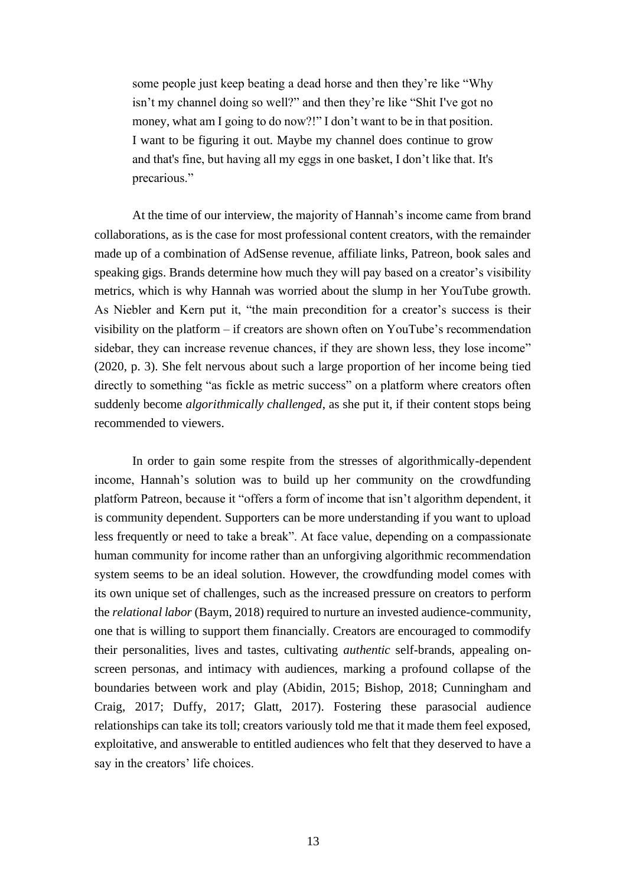> some people just keep beating a dead horse and then they're like "Why isn't my channel doing so well?" and then they're like "Shit I've got no money, what am I going to do now?!" I don't want to be in that position. I want to be figuring it out. Maybe my channel does continue to grow and that's fine, but having all my eggs in one basket, I don't like that. It's precarious."

At the time of our interview, the majority of Hannah's income came from brand collaborations, as is the case for most professional content creators, with the remainder made up of a combination of AdSense revenue, affiliate links, Patreon, book sales and speaking gigs. Brands determine how much they will pay based on a creator's visibility metrics, which is why Hannah was worried about the slump in her YouTube growth. As Niebler and Kern put it, "the main precondition for a creator's success is their visibility on the platform – if creators are shown often on YouTube's recommendation sidebar, they can increase revenue chances, if they are shown less, they lose income" (2020, p. 3). She felt nervous about such a large proportion of her income being tied directly to something "as fickle as metric success" on a platform where creators often suddenly become *algorithmically challenged*, as she put it, if their content stops being recommended to viewers.

In order to gain some respite from the stresses of algorithmically-dependent income, Hannah's solution was to build up her community on the crowdfunding platform Patreon, because it "offers a form of income that isn't algorithm dependent, it is community dependent. Supporters can be more understanding if you want to upload less frequently or need to take a break". At face value, depending on a compassionate human community for income rather than an unforgiving algorithmic recommendation system seems to be an ideal solution. However, the crowdfunding model comes with its own unique set of challenges, such as the increased pressure on creators to perform the *relational labor* (Baym, 2018) required to nurture an invested audience-community, one that is willing to support them financially. Creators are encouraged to commodify their personalities, lives and tastes, cultivating *authentic* self-brands, appealing on-screen personas, and intimacy with audiences, marking a profound collapse of the boundaries between work and play (Abidin, 2015; Bishop, 2018; Cunningham and Craig, 2017; Duffy, 2017; Glatt, 2017). Fostering these parasocial audience relationships can take its toll; creators variously told me that it made them feel exposed, exploitative, and answerable to entitled audiences who felt that they deserved to have a say in the creators' life choices.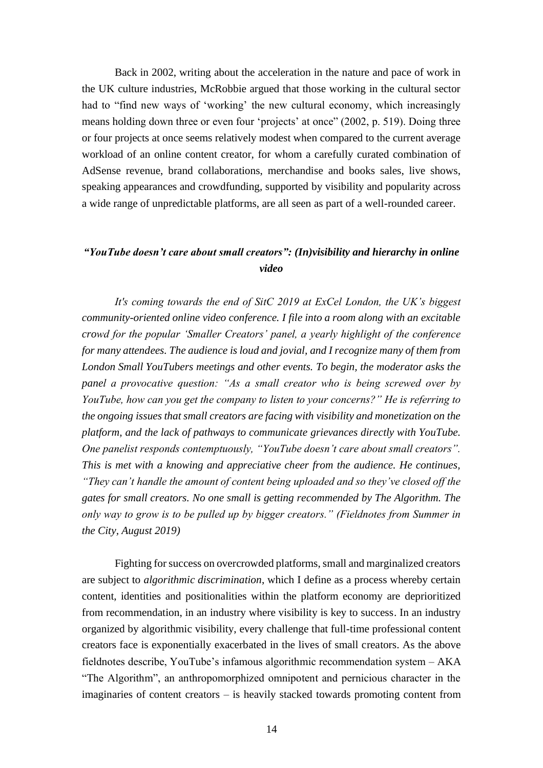Back in 2002, writing about the acceleration in the nature and pace of work in the UK culture industries, McRobbie argued that those working in the cultural sector had to "find new ways of 'working' the new cultural economy, which increasingly means holding down three or even four 'projects' at once" (2002, p. 519). Doing three or four projects at once seems relatively modest when compared to the current average workload of an online content creator, for whom a carefully curated combination of AdSense revenue, brand collaborations, merchandise and books sales, live shows, speaking appearances and crowdfunding, supported by visibility and popularity across a wide range of unpredictable platforms, are all seen as part of a well-rounded career.

### *"YouTube doesn't care about small creators": (In)visibility and hierarchy in online video*

***It's coming towards the end of SitC 2019 at ExCel London, the UK's biggest community-oriented online video conference. I file into a room along with an excitable crowd for the popular 'Smaller Creators' panel, a yearly highlight of the conference for many attendees. The audience is loud and jovial, and I recognize many of them from London Small YouTubers meetings and other events. To begin, the moderator asks the panel a provocative question: "As a small creator who is being screwed over by YouTube, how can you get the company to listen to your concerns?" He is referring to the ongoing issues that small creators are facing with visibility and monetization on the platform, and the lack of pathways to communicate grievances directly with YouTube. One panelist responds contemptuously, "YouTube doesn't care about small creators". This is met with a knowing and appreciative cheer from the audience. He continues, "They can't handle the amount of content being uploaded and so they've closed off the gates for small creators. No one small is getting recommended by The Algorithm. The only way to grow is to be pulled up by bigger creators." (Fieldnotes from Summer in the City, August 2019)***

Fighting for success on overcrowded platforms, small and marginalized creators are subject to *algorithmic discrimination*, which I define as a process whereby certain content, identities and positionalities within the platform economy are deprioritized from recommendation, in an industry where visibility is key to success. In an industry organized by algorithmic visibility, every challenge that full-time professional content creators face is exponentially exacerbated in the lives of small creators. As the above fieldnotes describe, YouTube's infamous algorithmic recommendation system – AKA "The Algorithm", an anthropomorphized omnipotent and pernicious character in the imaginaries of content creators – is heavily stacked towards promoting content from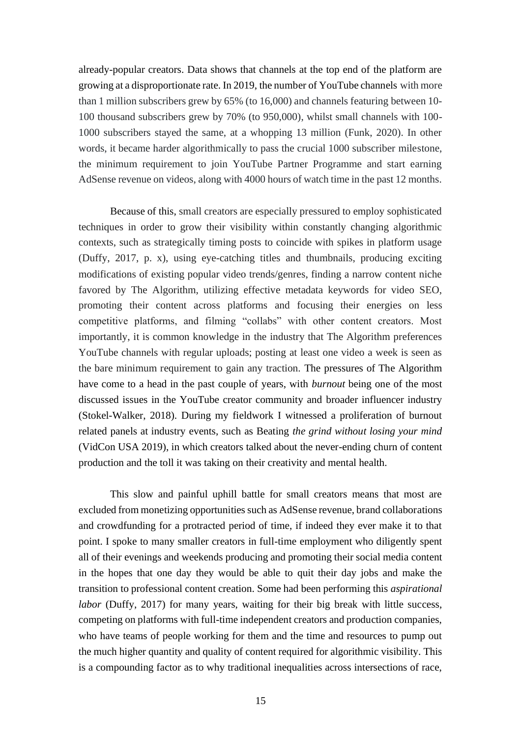already-popular creators. Data shows that channels at the top end of the platform are growing at a disproportionate rate. In 2019, the number of YouTube channels with more than 1 million subscribers grew by 65% (to 16,000) and channels featuring between 10-100 thousand subscribers grew by 70% (to 950,000), whilst small channels with 100-1000 subscribers stayed the same, at a whopping 13 million (Funk, 2020). In other words, it became harder algorithmically to pass the crucial 1000 subscriber milestone, the minimum requirement to join YouTube Partner Programme and start earning AdSense revenue on videos, along with 4000 hours of watch time in the past 12 months.

Because of this, small creators are especially pressured to employ sophisticated techniques in order to grow their visibility within constantly changing algorithmic contexts, such as strategically timing posts to coincide with spikes in platform usage (Duffy, 2017, p. x), using eye-catching titles and thumbnails, producing exciting modifications of existing popular video trends/genres, finding a narrow content niche favored by The Algorithm, utilizing effective metadata keywords for video SEO, promoting their content across platforms and focusing their energies on less competitive platforms, and filming "collabs" with other content creators. Most importantly, it is common knowledge in the industry that The Algorithm preferences YouTube channels with regular uploads; posting at least one video a week is seen as the bare minimum requirement to gain any traction. The pressures of The Algorithm have come to a head in the past couple of years, with *burnout* being one of the most discussed issues in the YouTube creator community and broader influencer industry (Stokel-Walker, 2018). During my fieldwork I witnessed a proliferation of burnout related panels at industry events, such as Beating *the grind without losing your mind* (VidCon USA 2019), in which creators talked about the never-ending churn of content production and the toll it was taking on their creativity and mental health.

This slow and painful uphill battle for small creators means that most are excluded from monetizing opportunities such as AdSense revenue, brand collaborations and crowdfunding for a protracted period of time, if indeed they ever make it to that point. I spoke to many smaller creators in full-time employment who diligently spent all of their evenings and weekends producing and promoting their social media content in the hopes that one day they would be able to quit their day jobs and make the transition to professional content creation. Some had been performing this *aspirational labor* (Duffy, 2017) for many years, waiting for their big break with little success, competing on platforms with full-time independent creators and production companies, who have teams of people working for them and the time and resources to pump out the much higher quantity and quality of content required for algorithmic visibility. This is a compounding factor as to why traditional inequalities across intersections of race,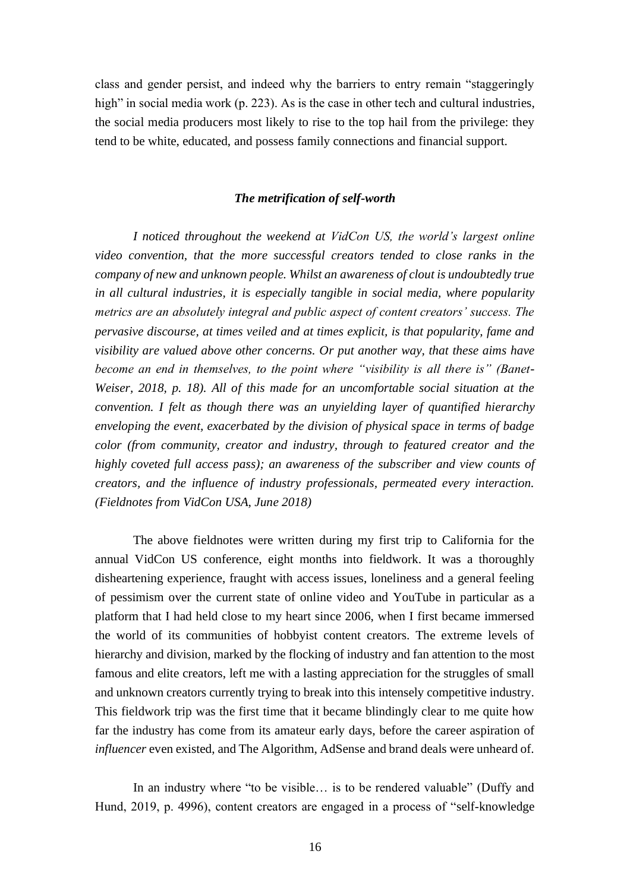class and gender persist, and indeed why the barriers to entry remain "staggeringly high" in social media work (p. 223). As is the case in other tech and cultural industries, the social media producers most likely to rise to the top hail from the privilege: they tend to be white, educated, and possess family connections and financial support.

### *The metrification of self-worth*

*I noticed throughout the weekend at VidCon US, the world's largest online video convention, that the more successful creators tended to close ranks in the company of new and unknown people. Whilst an awareness of clout is undoubtedly true in all cultural industries, it is especially tangible in social media, where popularity metrics are an absolutely integral and public aspect of content creators' success. The pervasive discourse, at times veiled and at times explicit, is that popularity, fame and visibility are valued above other concerns. Or put another way, that these aims have become an end in themselves, to the point where "visibility is all there is" (Banet-Weiser, 2018, p. 18). All of this made for an uncomfortable social situation at the convention. I felt as though there was an unyielding layer of quantified hierarchy enveloping the event, exacerbated by the division of physical space in terms of badge color (from community, creator and industry, through to featured creator and the highly coveted full access pass); an awareness of the subscriber and view counts of creators, and the influence of industry professionals, permeated every interaction. (Fieldnotes from VidCon USA, June 2018)*

The above fieldnotes were written during my first trip to California for the annual VidCon US conference, eight months into fieldwork. It was a thoroughly disheartening experience, fraught with access issues, loneliness and a general feeling of pessimism over the current state of online video and YouTube in particular as a platform that I had held close to my heart since 2006, when I first became immersed the world of its communities of hobbyist content creators. The extreme levels of hierarchy and division, marked by the flocking of industry and fan attention to the most famous and elite creators, left me with a lasting appreciation for the struggles of small and unknown creators currently trying to break into this intensely competitive industry. This fieldwork trip was the first time that it became blindingly clear to me quite how far the industry has come from its amateur early days, before the career aspiration of *influencer* even existed, and The Algorithm, AdSense and brand deals were unheard of.

In an industry where "to be visible… is to be rendered valuable" (Duffy and Hund, 2019, p. 4996), content creators are engaged in a process of "self-knowledge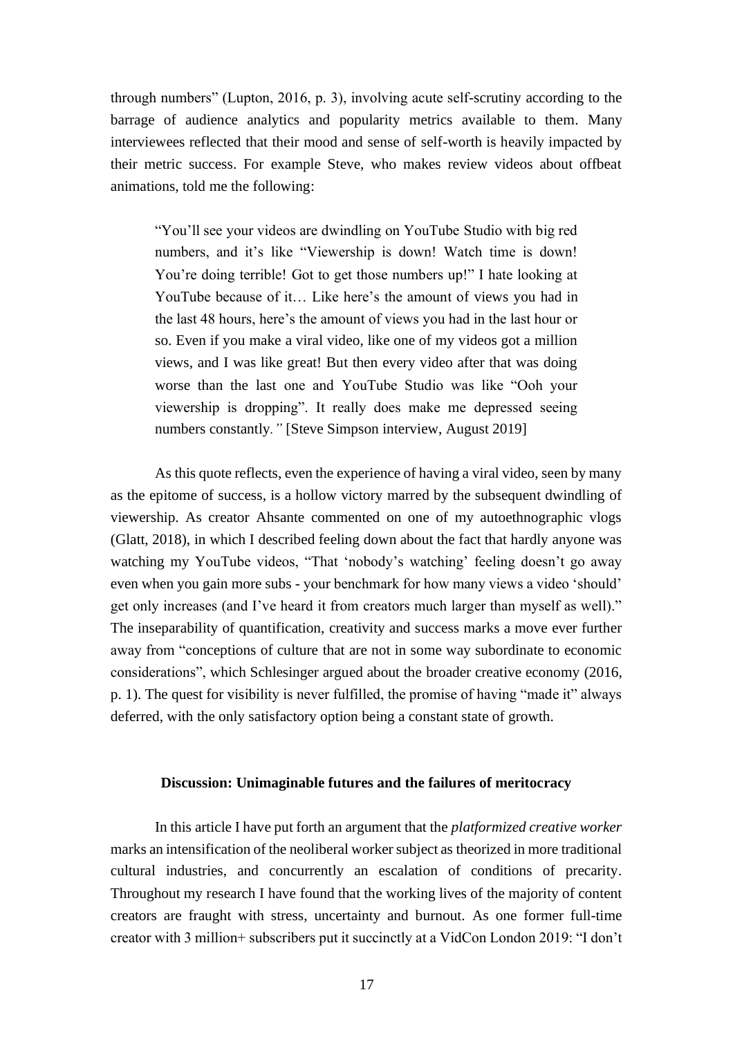through numbers" (Lupton, 2016, p. 3), involving acute self-scrutiny according to the barrage of audience analytics and popularity metrics available to them. Many interviewees reflected that their mood and sense of self-worth is heavily impacted by their metric success. For example Steve, who makes review videos about offbeat animations, told me the following:

> "You'll see your videos are dwindling on YouTube Studio with big red numbers, and it's like "Viewership is down! Watch time is down! You're doing terrible! Got to get those numbers up!" I hate looking at YouTube because of it… Like here's the amount of views you had in the last 48 hours, here's the amount of views you had in the last hour or so. Even if you make a viral video, like one of my videos got a million views, and I was like great! But then every video after that was doing worse than the last one and YouTube Studio was like "Ooh your viewership is dropping". It really does make me depressed seeing numbers constantly*."* [Steve Simpson interview, August 2019]

As this quote reflects, even the experience of having a viral video, seen by many as the epitome of success, is a hollow victory marred by the subsequent dwindling of viewership. As creator Ahsante commented on one of my autoethnographic vlogs (Glatt, 2018), in which I described feeling down about the fact that hardly anyone was watching my YouTube videos, "That 'nobody's watching' feeling doesn't go away even when you gain more subs - your benchmark for how many views a video 'should' get only increases (and I've heard it from creators much larger than myself as well)." The inseparability of quantification, creativity and success marks a move ever further away from "conceptions of culture that are not in some way subordinate to economic considerations", which Schlesinger argued about the broader creative economy (2016, p. 1). The quest for visibility is never fulfilled, the promise of having "made it" always deferred, with the only satisfactory option being a constant state of growth.

## Discussion: Unimaginable futures and the failures of meritocracy

In this article I have put forth an argument that the *platformized creative worker* marks an intensification of the neoliberal worker subject as theorized in more traditional cultural industries, and concurrently an escalation of conditions of precarity. Throughout my research I have found that the working lives of the majority of content creators are fraught with stress, uncertainty and burnout. As one former full-time creator with 3 million+ subscribers put it succinctly at a VidCon London 2019: "I don't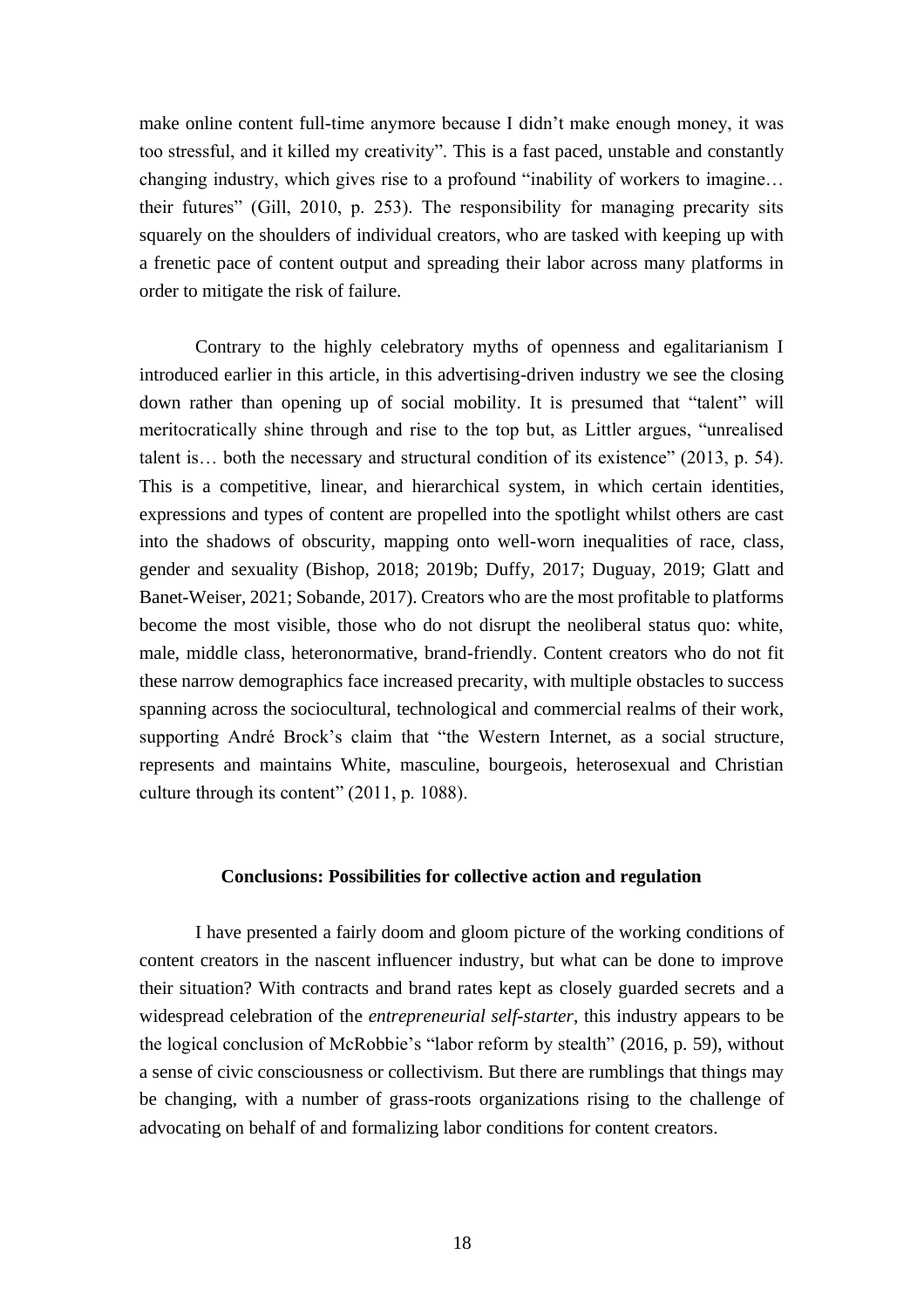make online content full-time anymore because I didn't make enough money, it was too stressful, and it killed my creativity". This is a fast paced, unstable and constantly changing industry, which gives rise to a profound "inability of workers to imagine… their futures" (Gill, 2010, p. 253). The responsibility for managing precarity sits squarely on the shoulders of individual creators, who are tasked with keeping up with a frenetic pace of content output and spreading their labor across many platforms in order to mitigate the risk of failure.

Contrary to the highly celebratory myths of openness and egalitarianism I introduced earlier in this article, in this advertising-driven industry we see the closing down rather than opening up of social mobility. It is presumed that "talent" will meritocratically shine through and rise to the top but, as Littler argues, "unrealised talent is… both the necessary and structural condition of its existence" (2013, p. 54). This is a competitive, linear, and hierarchical system, in which certain identities, expressions and types of content are propelled into the spotlight whilst others are cast into the shadows of obscurity, mapping onto well-worn inequalities of race, class, gender and sexuality (Bishop, 2018; 2019b; Duffy, 2017; Duguay, 2019; Glatt and Banet-Weiser, 2021; Sobande, 2017). Creators who are the most profitable to platforms become the most visible, those who do not disrupt the neoliberal status quo: white, male, middle class, heteronormative, brand-friendly. Content creators who do not fit these narrow demographics face increased precarity, with multiple obstacles to success spanning across the sociocultural, technological and commercial realms of their work, supporting André Brock's claim that "the Western Internet, as a social structure, represents and maintains White, masculine, bourgeois, heterosexual and Christian culture through its content" (2011, p. 1088).

## Conclusions: Possibilities for collective action and regulation

I have presented a fairly doom and gloom picture of the working conditions of content creators in the nascent influencer industry, but what can be done to improve their situation? With contracts and brand rates kept as closely guarded secrets and a widespread celebration of the *entrepreneurial self-starter*, this industry appears to be the logical conclusion of McRobbie's "labor reform by stealth" (2016, p. 59), without a sense of civic consciousness or collectivism. But there are rumblings that things may be changing, with a number of grass-roots organizations rising to the challenge of advocating on behalf of and formalizing labor conditions for content creators.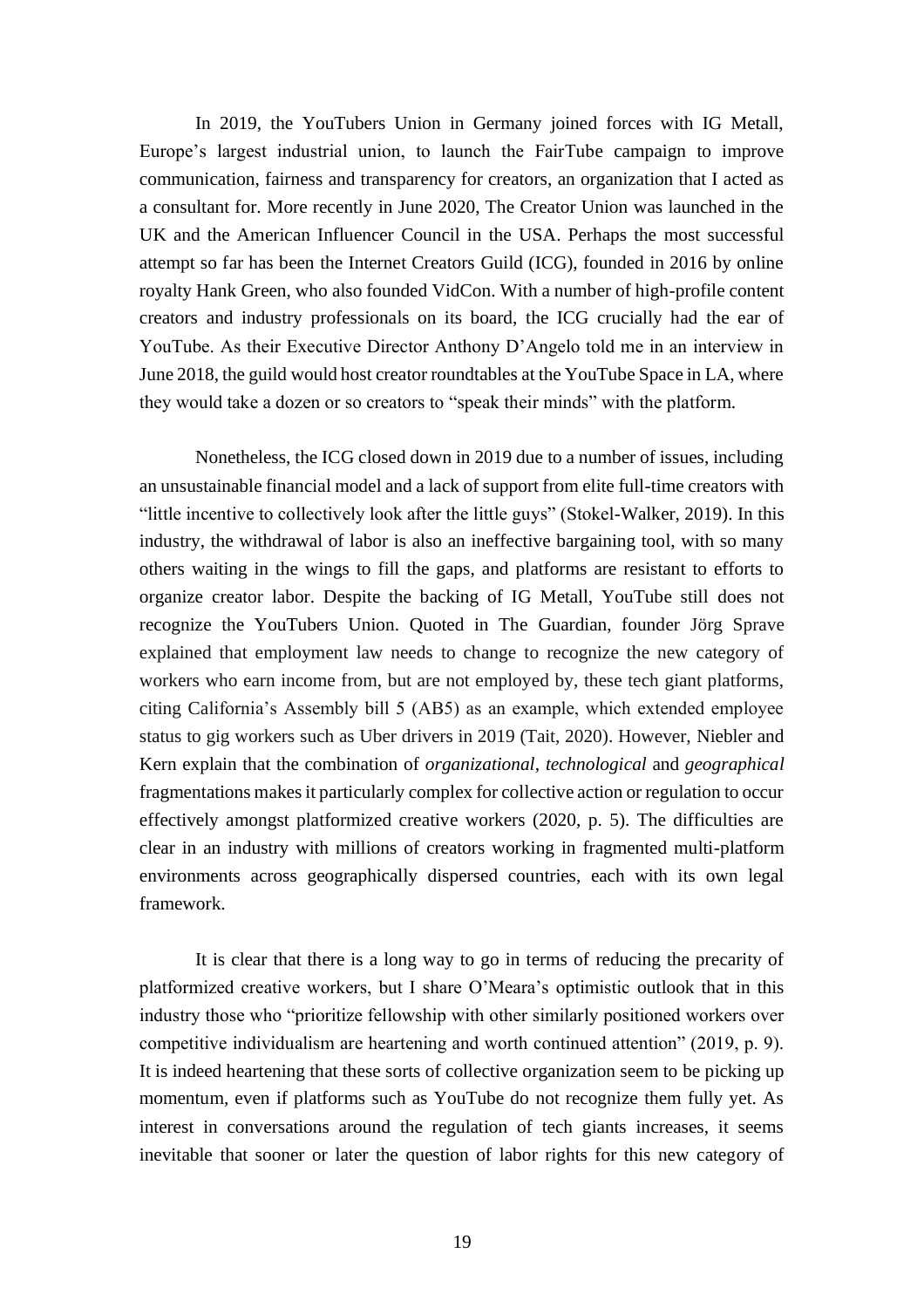In 2019, the YouTubers Union in Germany joined forces with IG Metall, Europe's largest industrial union, to launch the FairTube campaign to improve communication, fairness and transparency for creators, an organization that I acted as a consultant for. More recently in June 2020, The Creator Union was launched in the UK and the American Influencer Council in the USA. Perhaps the most successful attempt so far has been the Internet Creators Guild (ICG), founded in 2016 by online royalty Hank Green, who also founded VidCon. With a number of high-profile content creators and industry professionals on its board, the ICG crucially had the ear of YouTube. As their Executive Director Anthony D'Angelo told me in an interview in June 2018, the guild would host creator roundtables at the YouTube Space in LA, where they would take a dozen or so creators to "speak their minds" with the platform.

Nonetheless, the ICG closed down in 2019 due to a number of issues, including an unsustainable financial model and a lack of support from elite full-time creators with "little incentive to collectively look after the little guys" (Stokel-Walker, 2019). In this industry, the withdrawal of labor is also an ineffective bargaining tool, with so many others waiting in the wings to fill the gaps, and platforms are resistant to efforts to organize creator labor. Despite the backing of IG Metall, YouTube still does not recognize the YouTubers Union. Quoted in The Guardian, founder Jörg Sprave explained that employment law needs to change to recognize the new category of workers who earn income from, but are not employed by, these tech giant platforms, citing California's Assembly bill 5 (AB5) as an example, which extended employee status to gig workers such as Uber drivers in 2019 (Tait, 2020). However, Niebler and Kern explain that the combination of *organizational*, *technological* and *geographical* fragmentations makes it particularly complex for collective action or regulation to occur effectively amongst platformized creative workers (2020, p. 5). The difficulties are clear in an industry with millions of creators working in fragmented multi-platform environments across geographically dispersed countries, each with its own legal framework.

It is clear that there is a long way to go in terms of reducing the precarity of platformized creative workers, but I share O'Meara's optimistic outlook that in this industry those who "prioritize fellowship with other similarly positioned workers over competitive individualism are heartening and worth continued attention" (2019, p. 9). It is indeed heartening that these sorts of collective organization seem to be picking up momentum, even if platforms such as YouTube do not recognize them fully yet. As interest in conversations around the regulation of tech giants increases, it seems inevitable that sooner or later the question of labor rights for this new category of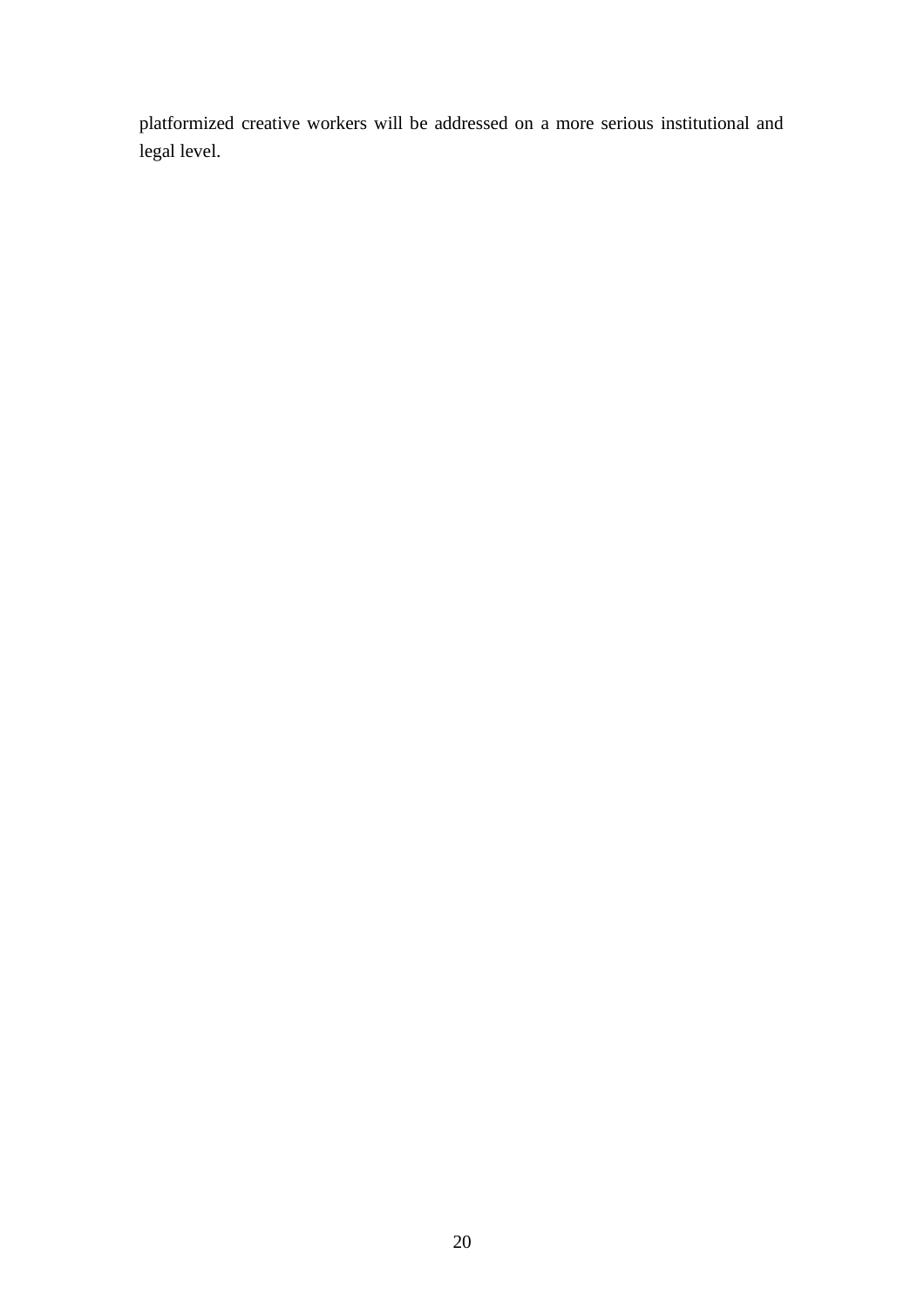platformized creative workers will be addressed on a more serious institutional and legal level.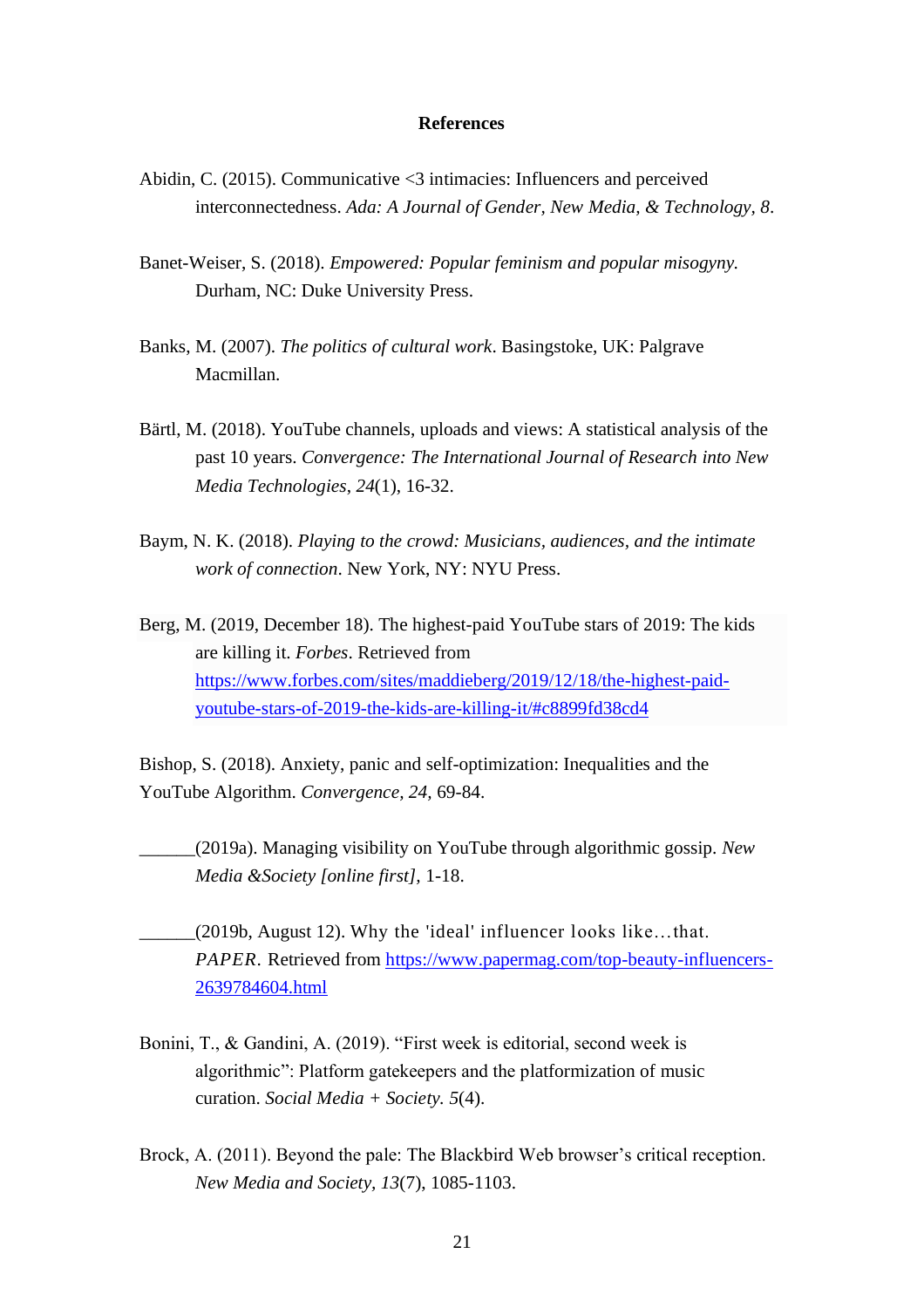## References

Abidin, C. (2015). Communicative <3 intimacies: Influencers and perceived interconnectedness. *Ada: A Journal of Gender, New Media, & Technology, 8*.

Banet-Weiser, S. (2018). *Empowered: Popular feminism and popular misogyny*. Durham, NC: Duke University Press.

Banks, M. (2007). *The politics of cultural work*. Basingstoke, UK: Palgrave Macmillan.

Bärtl, M. (2018). YouTube channels, uploads and views: A statistical analysis of the past 10 years. *Convergence: The International Journal of Research into New Media Technologies*, *24*(1), 16-32.

Baym, N. K. (2018). *Playing to the crowd: Musicians, audiences, and the intimate work of connection*. New York, NY: NYU Press.

Berg, M. (2019, December 18). The highest-paid YouTube stars of 2019: The kids are killing it. *Forbes*. Retrieved from https://www.forbes.com/sites/maddieberg/2019/12/18/the-highest-paid-youtube-stars-of-2019-the-kids-are-killing-it/#c8899fd38cd4

Bishop, S. (2018). Anxiety, panic and self-optimization: Inequalities and the YouTube Algorithm. *Convergence, 24,* 69-84.

______(2019a). Managing visibility on YouTube through algorithmic gossip. *New Media &Society [online first],* 1-18.

______(2019b, August 12). Why the 'ideal' influencer looks like…that. *PAPER*. Retrieved from https://www.papermag.com/top-beauty-influencers-2639784604.html

Bonini, T., & Gandini, A. (2019). "First week is editorial, second week is algorithmic": Platform gatekeepers and the platformization of music curation. *Social Media + Society. 5*(4).

Brock, A. (2011). Beyond the pale: The Blackbird Web browser's critical reception. *New Media and Society*, *13*(7), 1085-1103.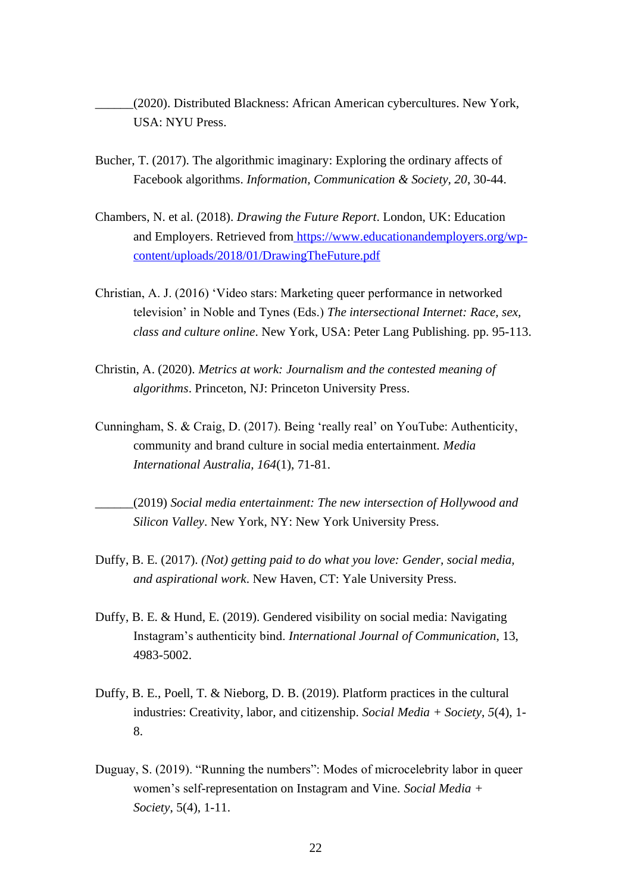______(2020). Distributed Blackness: African American cybercultures. New York, USA: NYU Press.

Bucher, T. (2017). The algorithmic imaginary: Exploring the ordinary affects of Facebook algorithms. *Information, Communication & Society, 20*, 30-44.

Chambers, N. et al. (2018). *Drawing the Future Report*. London, UK: Education and Employers. Retrieved from https://www.educationandemployers.org/wp-content/uploads/2018/01/DrawingTheFuture.pdf

Christian, A. J. (2016) 'Video stars: Marketing queer performance in networked television' in Noble and Tynes (Eds.) *The intersectional Internet: Race, sex, class and culture online*. New York, USA: Peter Lang Publishing. pp. 95-113.

Christin, A. (2020). *Metrics at work: Journalism and the contested meaning of algorithms*. Princeton, NJ: Princeton University Press.

Cunningham, S. & Craig, D. (2017). Being 'really real' on YouTube: Authenticity, community and brand culture in social media entertainment. *Media International Australia, 164*(1), 71-81.

______(2019) *Social media entertainment: The new intersection of Hollywood and Silicon Valley*. New York, NY: New York University Press.

Duffy, B. E. (2017). *(Not) getting paid to do what you love: Gender, social media, and aspirational work*. New Haven, CT: Yale University Press.

Duffy, B. E. & Hund, E. (2019). Gendered visibility on social media: Navigating Instagram's authenticity bind. *International Journal of Communication*, 13, 4983-5002.

Duffy, B. E., Poell, T. & Nieborg, D. B. (2019). Platform practices in the cultural industries: Creativity, labor, and citizenship. *Social Media + Society*, *5*(4), 1-8.

Duguay, S. (2019). "Running the numbers": Modes of microcelebrity labor in queer women's self-representation on Instagram and Vine. *Social Media + Society*, 5(4), 1-11.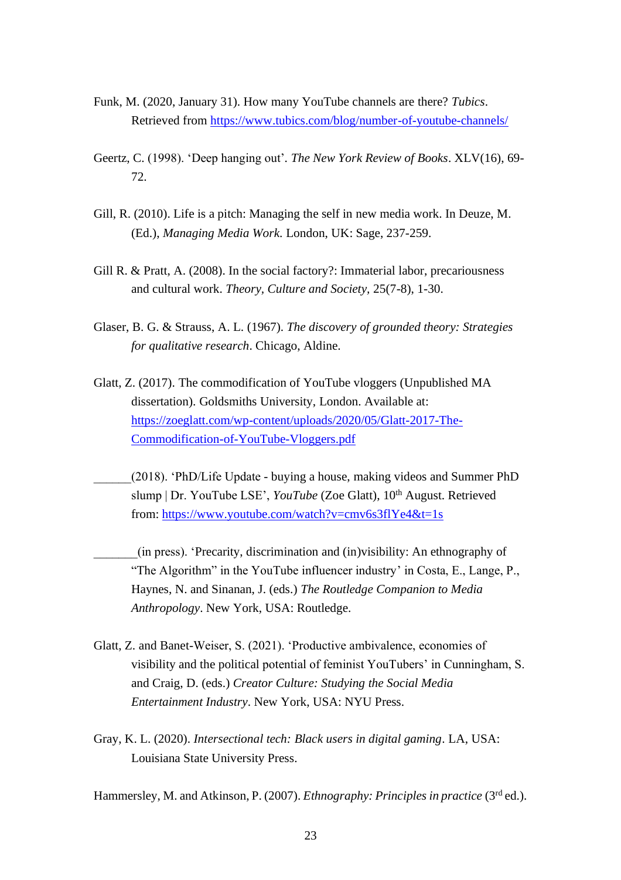Funk, M. (2020, January 31). How many YouTube channels are there? *Tubics*. Retrieved from https://www.tubics.com/blog/number-of-youtube-channels/

Geertz, C. (1998). 'Deep hanging out'. *The New York Review of Books*. XLV(16), 69-72.

Gill, R. (2010). Life is a pitch: Managing the self in new media work. In Deuze, M. (Ed.), *Managing Media Work.* London, UK: Sage, 237-259.

Gill R. & Pratt, A. (2008). In the social factory?: Immaterial labor, precariousness and cultural work. *Theory, Culture and Society*, 25(7-8), 1-30.

Glaser, B. G. & Strauss, A. L. (1967). *The discovery of grounded theory: Strategies for qualitative research*. Chicago, Aldine.

Glatt, Z. (2017). The commodification of YouTube vloggers (Unpublished MA dissertation). Goldsmiths University, London. Available at: https://zoeglatt.com/wp-content/uploads/2020/05/Glatt-2017-The-Commodification-of-YouTube-Vloggers.pdf

______(2018). 'PhD/Life Update - buying a house, making videos and Summer PhD slump | Dr. YouTube LSE', *YouTube* (Zoe Glatt), 10th August. Retrieved from: https://www.youtube.com/watch?v=cmv6s3flYe4&t=1s

_______(in press). 'Precarity, discrimination and (in)visibility: An ethnography of "The Algorithm" in the YouTube influencer industry' in Costa, E., Lange, P., Haynes, N. and Sinanan, J. (eds.) *The Routledge Companion to Media Anthropology*. New York, USA: Routledge.

Glatt, Z. and Banet-Weiser, S. (2021). 'Productive ambivalence, economies of visibility and the political potential of feminist YouTubers' in Cunningham, S. and Craig, D. (eds.) *Creator Culture: Studying the Social Media Entertainment Industry*. New York, USA: NYU Press.

Gray, K. L. (2020). *Intersectional tech: Black users in digital gaming*. LA, USA: Louisiana State University Press.

Hammersley, M. and Atkinson, P. (2007). *Ethnography: Principles in practice* (3rd ed.).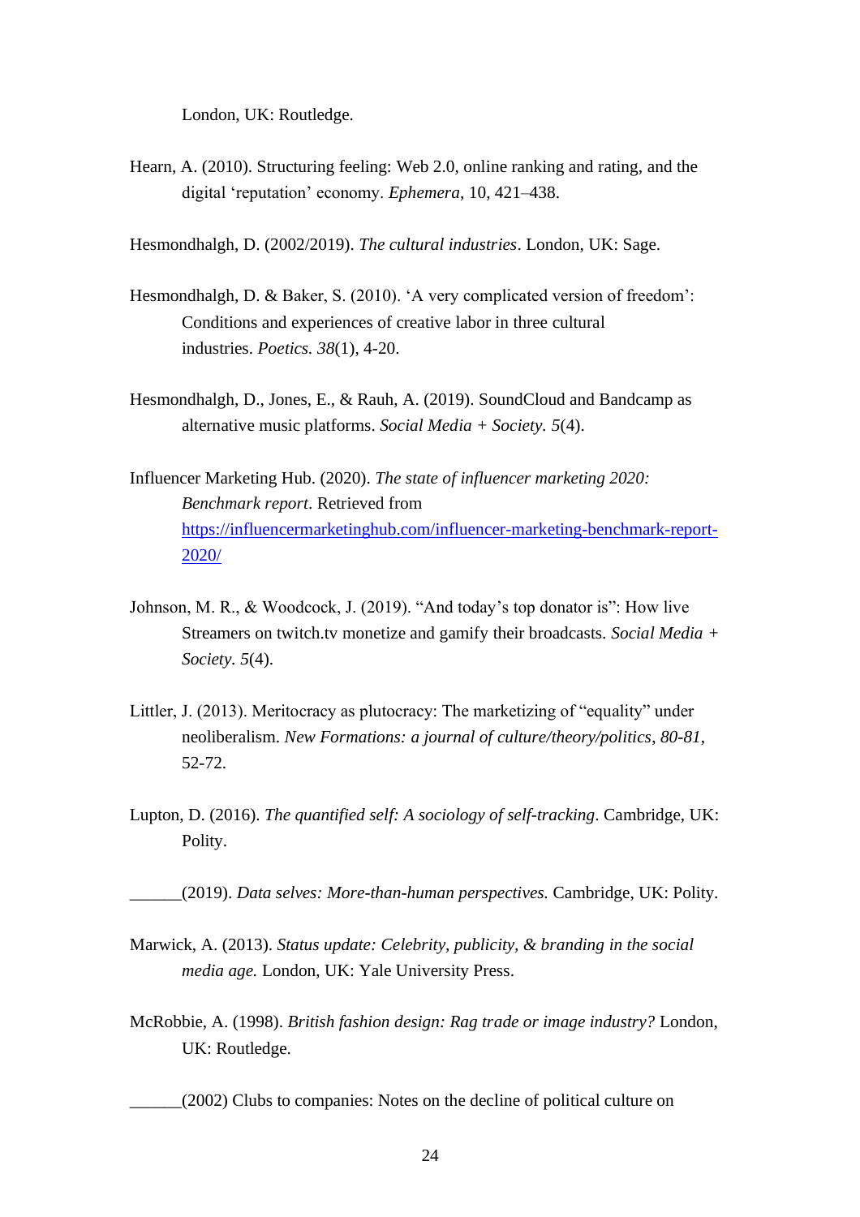London, UK: Routledge.

Hearn, A. (2010). Structuring feeling: Web 2.0, online ranking and rating, and the digital 'reputation' economy. *Ephemera*, 10, 421–438.

Hesmondhalgh, D. (2002/2019). *The cultural industries*. London, UK: Sage.

Hesmondhalgh, D. & Baker, S. (2010). 'A very complicated version of freedom': Conditions and experiences of creative labor in three cultural industries. *Poetics*. *38*(1), 4-20.

Hesmondhalgh, D., Jones, E., & Rauh, A. (2019). SoundCloud and Bandcamp as alternative music platforms. *Social Media + Society*. *5*(4).

Influencer Marketing Hub. (2020). *The state of influencer marketing 2020: Benchmark report*. Retrieved from [https://influencermarketinghub.com/influencer-marketing-benchmark-report-2020/](https://influencermarketinghub.com/influencer-marketing-benchmark-report-2020/)

Johnson, M. R., & Woodcock, J. (2019). "And today's top donator is": How live Streamers on twitch.tv monetize and gamify their broadcasts. *Social Media + Society*. *5*(4).

Littler, J. (2013). Meritocracy as plutocracy: The marketizing of "equality" under neoliberalism. *New Formations: a journal of culture/theory/politics*, *80-81*, 52-72.

Lupton, D. (2016). *The quantified self: A sociology of self-tracking*. Cambridge, UK: Polity.

______(2019). *Data selves: More-than-human perspectives.* Cambridge, UK: Polity.

Marwick, A. (2013). *Status update: Celebrity, publicity, & branding in the social media age.* London, UK: Yale University Press.

McRobbie, A. (1998). *British fashion design: Rag trade or image industry?* London, UK: Routledge.

______(2002) Clubs to companies: Notes on the decline of political culture on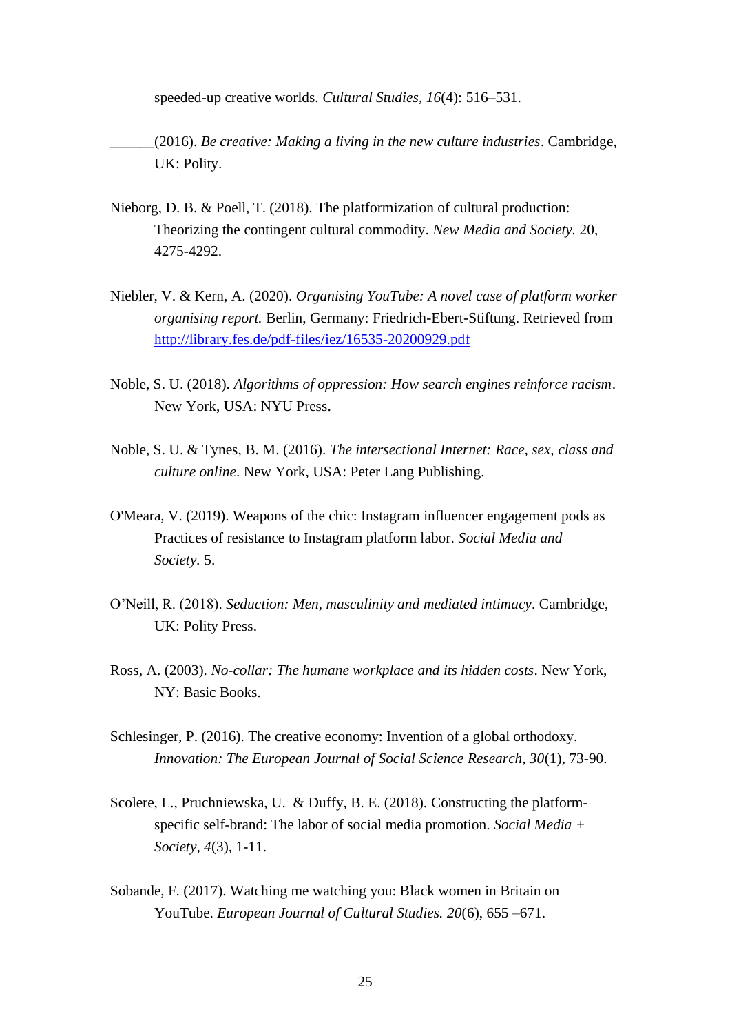speeded-up creative worlds. *Cultural Studies, 16*(4): 516–531.

______(2016). *Be creative: Making a living in the new culture industries*. Cambridge, UK: Polity.

Nieborg, D. B. & Poell, T. (2018). The platformization of cultural production: Theorizing the contingent cultural commodity. *New Media and Society.* 20, 4275-4292.

Niebler, V. & Kern, A. (2020). *Organising YouTube: A novel case of platform worker organising report.* Berlin, Germany: Friedrich-Ebert-Stiftung. Retrieved from http://library.fes.de/pdf-files/iez/16535-20200929.pdf

Noble, S. U. (2018). *Algorithms of oppression: How search engines reinforce racism*. New York, USA: NYU Press.

Noble, S. U. & Tynes, B. M. (2016). *The intersectional Internet: Race, sex, class and culture online*. New York, USA: Peter Lang Publishing.

O'Meara, V. (2019). Weapons of the chic: Instagram influencer engagement pods as Practices of resistance to Instagram platform labor. *Social Media and Society.* 5.

O'Neill, R. (2018). *Seduction: Men, masculinity and mediated intimacy*. Cambridge, UK: Polity Press.

Ross, A. (2003). *No-collar: The humane workplace and its hidden costs*. New York, NY: Basic Books.

Schlesinger, P. (2016). The creative economy: Invention of a global orthodoxy. *Innovation: The European Journal of Social Science Research, 30*(1), 73-90.

Scolere, L., Pruchniewska, U. & Duffy, B. E. (2018). Constructing the platform-specific self-brand: The labor of social media promotion. *Social Media + Society, 4*(3), 1-11.

Sobande, F. (2017). Watching me watching you: Black women in Britain on YouTube. *European Journal of Cultural Studies. 20*(6), 655 –671.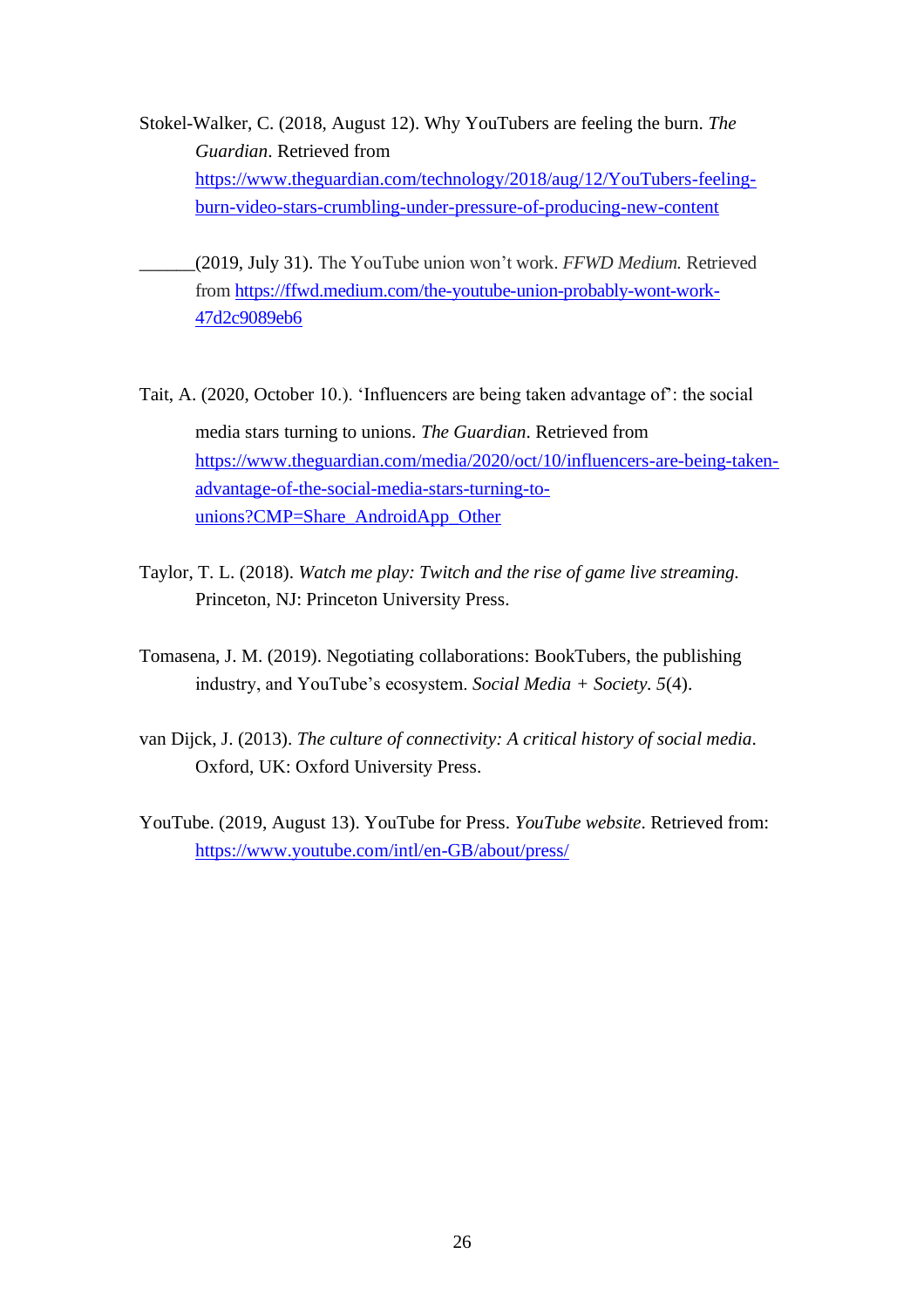Stokel-Walker, C. (2018, August 12). Why YouTubers are feeling the burn. *The Guardian*. Retrieved from https://www.theguardian.com/technology/2018/aug/12/YouTubers-feeling-burn-video-stars-crumbling-under-pressure-of-producing-new-content

______(2019, July 31). The YouTube union won't work. *FFWD Medium.* Retrieved from https://ffwd.medium.com/the-youtube-union-probably-wont-work-47d2c9089eb6

Tait, A. (2020, October 10.). 'Influencers are being taken advantage of': the social media stars turning to unions. *The Guardian*. Retrieved from https://www.theguardian.com/media/2020/oct/10/influencers-are-being-taken-advantage-of-the-social-media-stars-turning-to-unions?CMP=Share_AndroidApp_Other

Taylor, T. L. (2018). *Watch me play: Twitch and the rise of game live streaming.* Princeton, NJ: Princeton University Press.

Tomasena, J. M. (2019). Negotiating collaborations: BookTubers, the publishing industry, and YouTube's ecosystem. *Social Media + Society. 5*(4).

van Dijck, J. (2013). *The culture of connectivity: A critical history of social media*. Oxford, UK: Oxford University Press.

YouTube. (2019, August 13). YouTube for Press. *YouTube website*. Retrieved from: https://www.youtube.com/intl/en-GB/about/press/